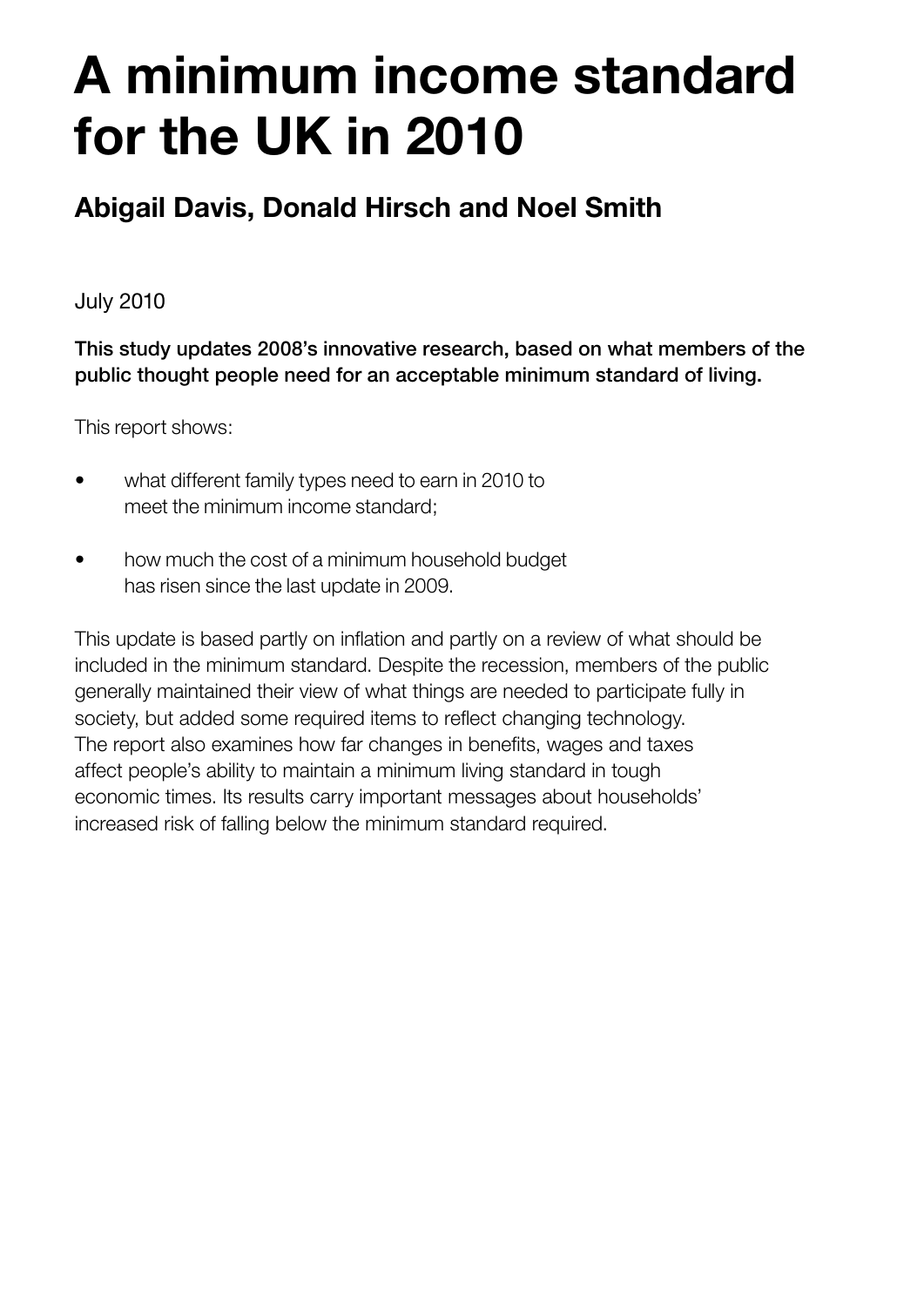# A minimum income standard for the UK in 2010

## Abigail Davis, Donald Hirsch and Noel Smith

July 2010

**This study updates 2008's innovative research, based on what members of the public thought people need for an acceptable minimum standard of living.**

This report shows:

- what different family types need to earn in 2010 to meet the minimum income standard;
- how much the cost of a minimum household budget has risen since the last update in 2009.

This update is based partly on inflation and partly on a review of what should be included in the minimum standard. Despite the recession, members of the public generally maintained their view of what things are needed to participate fully in society, but added some required items to reflect changing technology. The report also examines how far changes in benefits, wages and taxes affect people's ability to maintain a minimum living standard in tough economic times. Its results carry important messages about households' increased risk of falling below the minimum standard required.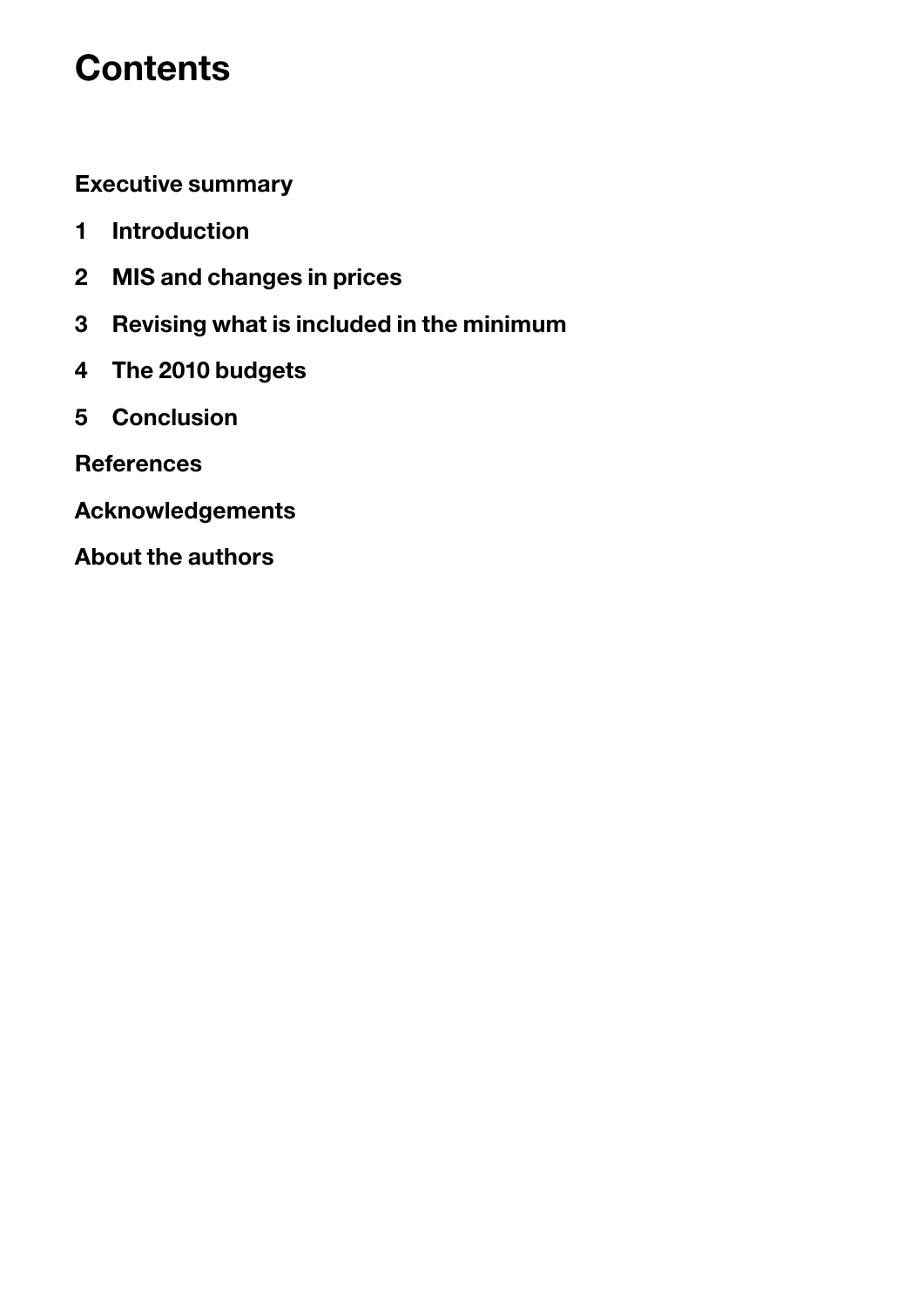# Contents

**Executive summary**

**1 Introduction**

**2 MIS and changes in prices**

**3 Revising what is included in the minimum**

**4 The 2010 budgets**

**5 Conclusion**

**References**

**Acknowledgements**

**About the authors**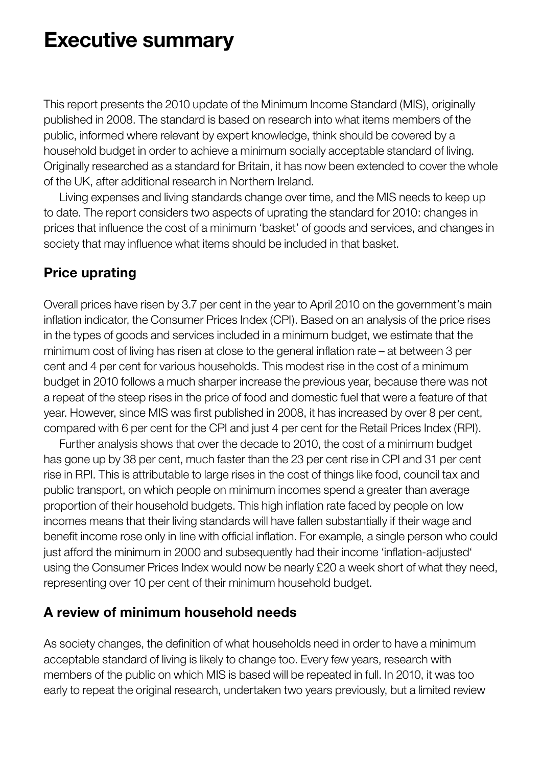# Executive summary

This report presents the 2010 update of the Minimum Income Standard (MIS), originally published in 2008. The standard is based on research into what items members of the public, informed where relevant by expert knowledge, think should be covered by a household budget in order to achieve a minimum socially acceptable standard of living. Originally researched as a standard for Britain, it has now been extended to cover the whole of the UK, after additional research in Northern Ireland.

Living expenses and living standards change over time, and the MIS needs to keep up to date. The report considers two aspects of uprating the standard for 2010: changes in prices that influence the cost of a minimum 'basket' of goods and services, and changes in society that may influence what items should be included in that basket.

## Price uprating

Overall prices have risen by 3.7 per cent in the year to April 2010 on the government's main inflation indicator, the Consumer Prices Index (CPI). Based on an analysis of the price rises in the types of goods and services included in a minimum budget, we estimate that the minimum cost of living has risen at close to the general inflation rate – at between 3 per cent and 4 per cent for various households. This modest rise in the cost of a minimum budget in 2010 follows a much sharper increase the previous year, because there was not a repeat of the steep rises in the price of food and domestic fuel that were a feature of that year. However, since MIS was first published in 2008, it has increased by over 8 per cent, compared with 6 per cent for the CPI and just 4 per cent for the Retail Prices Index (RPI).

Further analysis shows that over the decade to 2010, the cost of a minimum budget has gone up by 38 per cent, much faster than the 23 per cent rise in CPI and 31 per cent rise in RPI. This is attributable to large rises in the cost of things like food, council tax and public transport, on which people on minimum incomes spend a greater than average proportion of their household budgets. This high inflation rate faced by people on low incomes means that their living standards will have fallen substantially if their wage and benefit income rose only in line with official inflation. For example, a single person who could just afford the minimum in 2000 and subsequently had their income 'inflation-adjusted' using the Consumer Prices Index would now be nearly £20 a week short of what they need, representing over 10 per cent of their minimum household budget.

## A review of minimum household needs

As society changes, the definition of what households need in order to have a minimum acceptable standard of living is likely to change too. Every few years, research with members of the public on which MIS is based will be repeated in full. In 2010, it was too early to repeat the original research, undertaken two years previously, but a limited review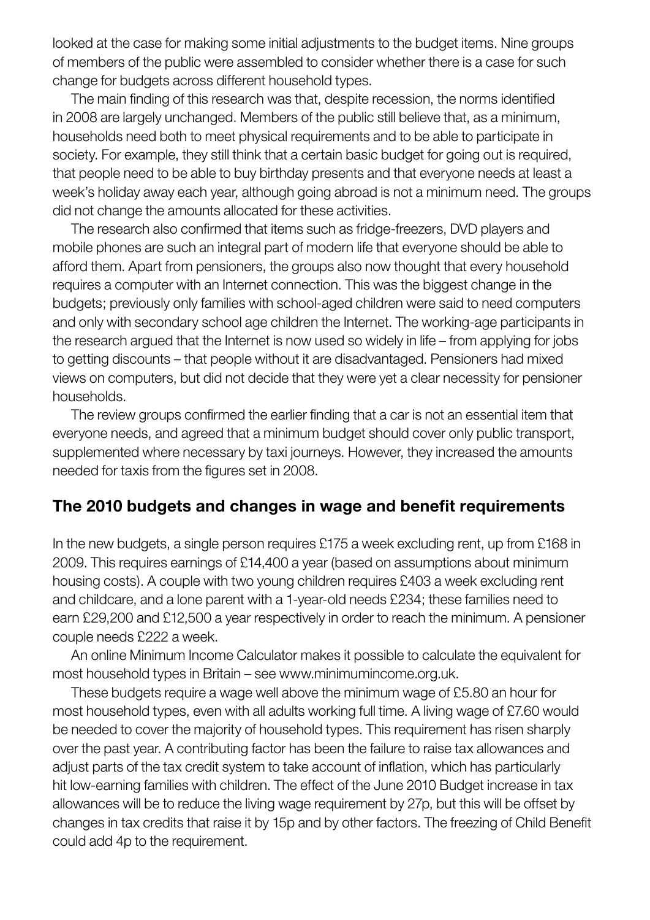looked at the case for making some initial adjustments to the budget items. Nine groups of members of the public were assembled to consider whether there is a case for such change for budgets across different household types.

The main finding of this research was that, despite recession, the norms identified in 2008 are largely unchanged. Members of the public still believe that, as a minimum, households need both to meet physical requirements and to be able to participate in society. For example, they still think that a certain basic budget for going out is required, that people need to be able to buy birthday presents and that everyone needs at least a week's holiday away each year, although going abroad is not a minimum need. The groups did not change the amounts allocated for these activities.

The research also confirmed that items such as fridge-freezers, DVD players and mobile phones are such an integral part of modern life that everyone should be able to afford them. Apart from pensioners, the groups also now thought that every household requires a computer with an Internet connection. This was the biggest change in the budgets; previously only families with school-aged children were said to need computers and only with secondary school age children the Internet. The working-age participants in the research argued that the Internet is now used so widely in life – from applying for jobs to getting discounts – that people without it are disadvantaged. Pensioners had mixed views on computers, but did not decide that they were yet a clear necessity for pensioner households.

The review groups confirmed the earlier finding that a car is not an essential item that everyone needs, and agreed that a minimum budget should cover only public transport, supplemented where necessary by taxi journeys. However, they increased the amounts needed for taxis from the figures set in 2008.

## The 2010 budgets and changes in wage and benefit requirements

In the new budgets, a single person requires £175 a week excluding rent, up from £168 in 2009. This requires earnings of £14,400 a year (based on assumptions about minimum housing costs). A couple with two young children requires £403 a week excluding rent and childcare, and a lone parent with a 1-year-old needs £234; these families need to earn £29,200 and £12,500 a year respectively in order to reach the minimum. A pensioner couple needs £222 a week.

An online Minimum Income Calculator makes it possible to calculate the equivalent for most household types in Britain – see www.minimumincome.org.uk.

These budgets require a wage well above the minimum wage of £5.80 an hour for most household types, even with all adults working full time. A living wage of £7.60 would be needed to cover the majority of household types. This requirement has risen sharply over the past year. A contributing factor has been the failure to raise tax allowances and adjust parts of the tax credit system to take account of inflation, which has particularly hit low-earning families with children. The effect of the June 2010 Budget increase in tax allowances will be to reduce the living wage requirement by 27p, but this will be offset by changes in tax credits that raise it by 15p and by other factors. The freezing of Child Benefit could add 4p to the requirement.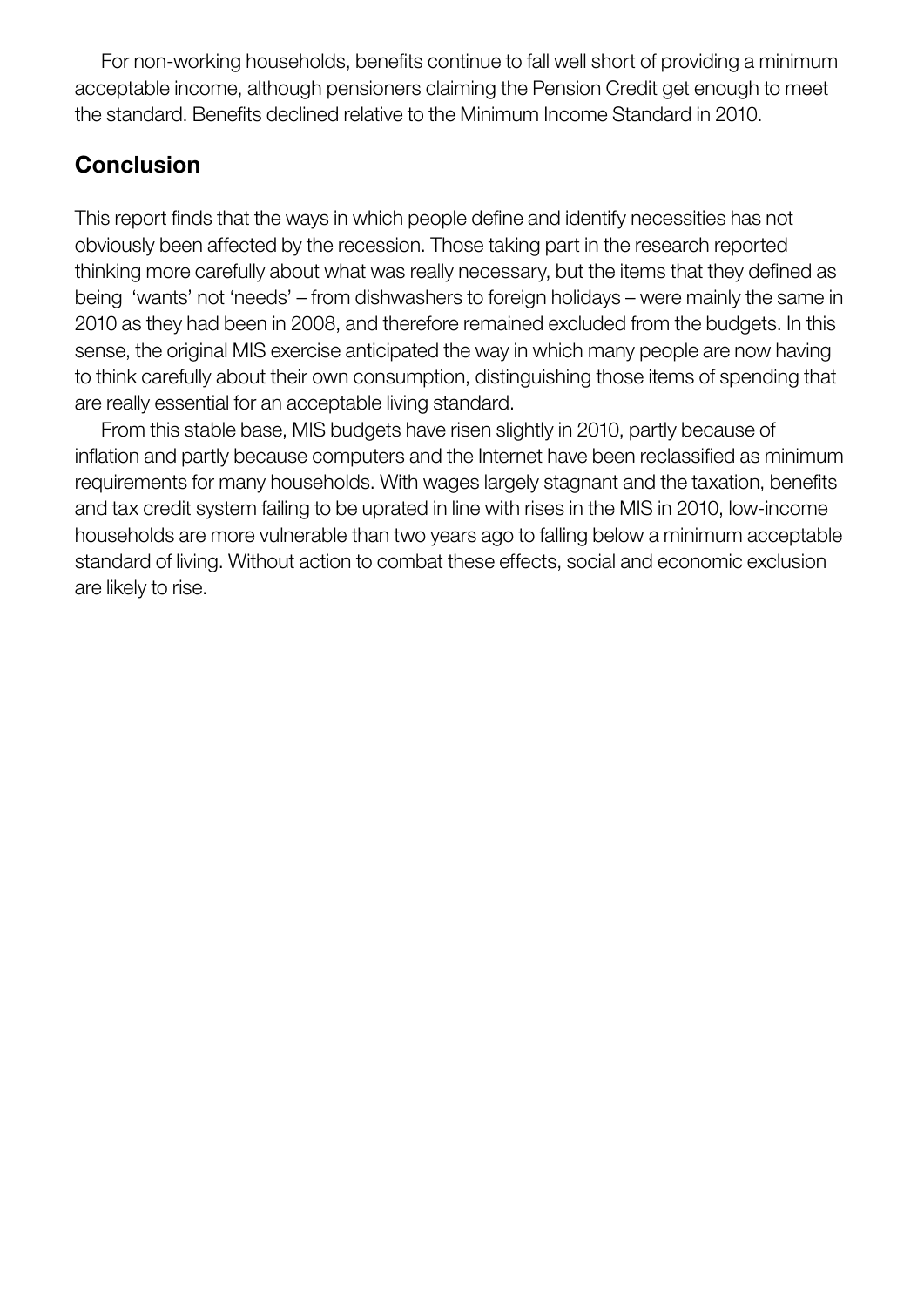For non-working households, benefits continue to fall well short of providing a minimum acceptable income, although pensioners claiming the Pension Credit get enough to meet the standard. Benefits declined relative to the Minimum Income Standard in 2010.

## Conclusion

This report finds that the ways in which people define and identify necessities has not obviously been affected by the recession. Those taking part in the research reported thinking more carefully about what was really necessary, but the items that they defined as being 'wants' not 'needs' – from dishwashers to foreign holidays – were mainly the same in 2010 as they had been in 2008, and therefore remained excluded from the budgets. In this sense, the original MIS exercise anticipated the way in which many people are now having to think carefully about their own consumption, distinguishing those items of spending that are really essential for an acceptable living standard.

From this stable base, MIS budgets have risen slightly in 2010, partly because of inflation and partly because computers and the Internet have been reclassified as minimum requirements for many households. With wages largely stagnant and the taxation, benefits and tax credit system failing to be uprated in line with rises in the MIS in 2010, low-income households are more vulnerable than two years ago to falling below a minimum acceptable standard of living. Without action to combat these effects, social and economic exclusion are likely to rise.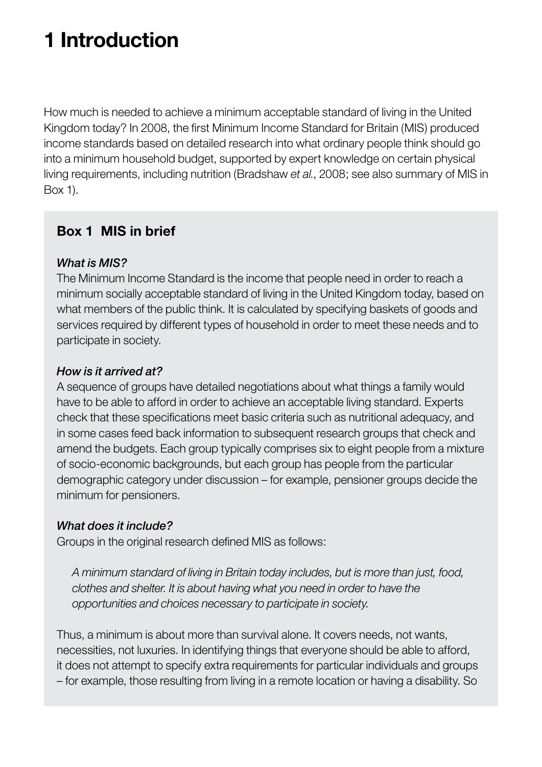# 1 Introduction

How much is needed to achieve a minimum acceptable standard of living in the United Kingdom today? In 2008, the first Minimum Income Standard for Britain (MIS) produced income standards based on detailed research into what ordinary people think should go into a minimum household budget, supported by expert knowledge on certain physical living requirements, including nutrition (Bradshaw *et al.*, 2008; see also summary of MIS in Box 1).

## Box 1 MIS in brief

***What is MIS?***

The Minimum Income Standard is the income that people need in order to reach a minimum socially acceptable standard of living in the United Kingdom today, based on what members of the public think. It is calculated by specifying baskets of goods and services required by different types of household in order to meet these needs and to participate in society.

***How is it arrived at?***

A sequence of groups have detailed negotiations about what things a family would have to be able to afford in order to achieve an acceptable living standard. Experts check that these specifications meet basic criteria such as nutritional adequacy, and in some cases feed back information to subsequent research groups that check and amend the budgets. Each group typically comprises six to eight people from a mixture of socio-economic backgrounds, but each group has people from the particular demographic category under discussion – for example, pensioner groups decide the minimum for pensioners.

***What does it include?***

Groups in the original research defined MIS as follows:

> *A minimum standard of living in Britain today includes, but is more than just, food, clothes and shelter. It is about having what you need in order to have the opportunities and choices necessary to participate in society.*

Thus, a minimum is about more than survival alone. It covers needs, not wants, necessities, not luxuries. In identifying things that everyone should be able to afford, it does not attempt to specify extra requirements for particular individuals and groups – for example, those resulting from living in a remote location or having a disability. So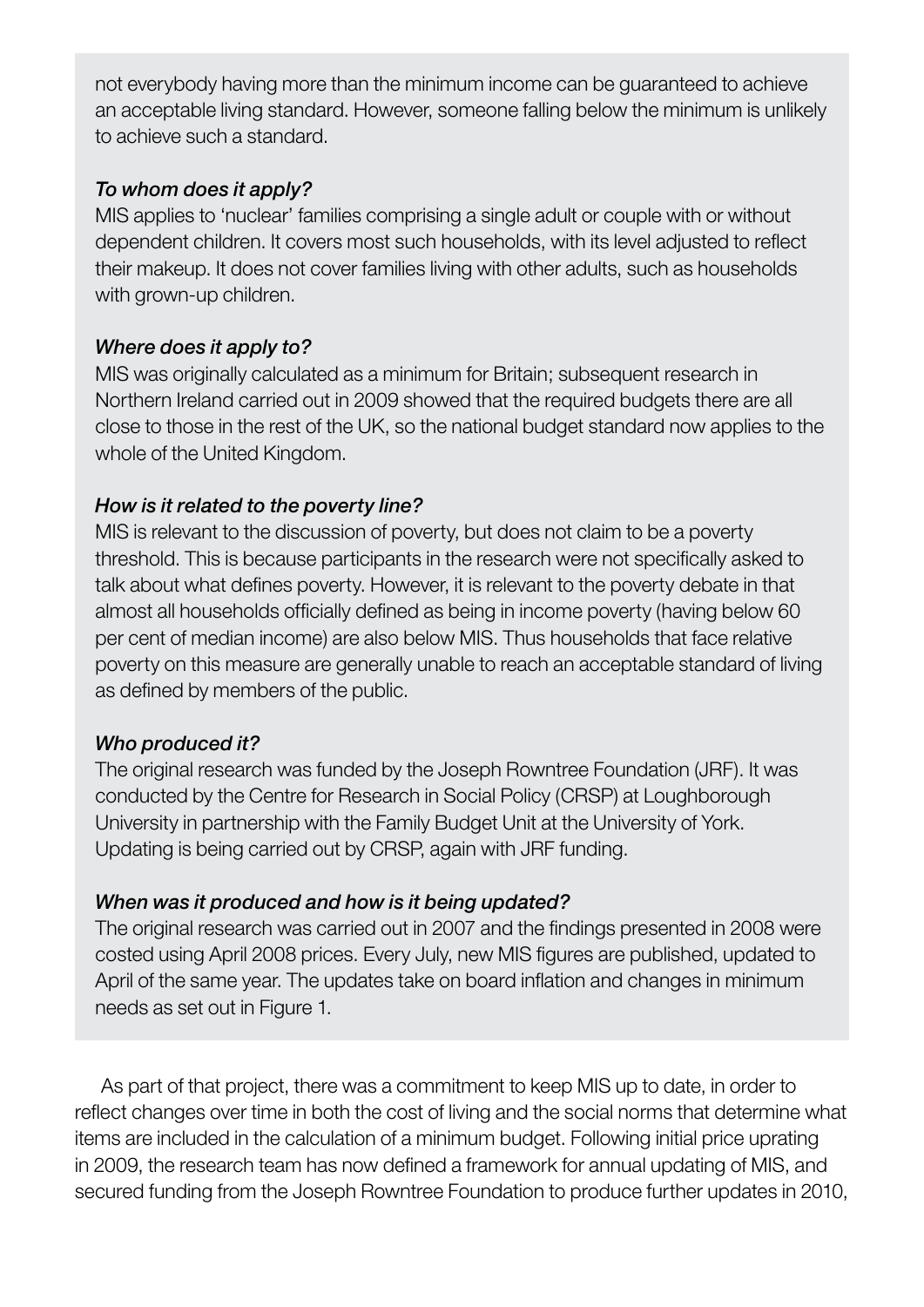not everybody having more than the minimum income can be guaranteed to achieve an acceptable living standard. However, someone falling below the minimum is unlikely to achieve such a standard.

*To whom does it apply?*

MIS applies to 'nuclear' families comprising a single adult or couple with or without dependent children. It covers most such households, with its level adjusted to reflect their makeup. It does not cover families living with other adults, such as households with grown-up children.

*Where does it apply to?*

MIS was originally calculated as a minimum for Britain; subsequent research in Northern Ireland carried out in 2009 showed that the required budgets there are all close to those in the rest of the UK, so the national budget standard now applies to the whole of the United Kingdom.

*How is it related to the poverty line?*

MIS is relevant to the discussion of poverty, but does not claim to be a poverty threshold. This is because participants in the research were not specifically asked to talk about what defines poverty. However, it is relevant to the poverty debate in that almost all households officially defined as being in income poverty (having below 60 per cent of median income) are also below MIS. Thus households that face relative poverty on this measure are generally unable to reach an acceptable standard of living as defined by members of the public.

*Who produced it?*

The original research was funded by the Joseph Rowntree Foundation (JRF). It was conducted by the Centre for Research in Social Policy (CRSP) at Loughborough University in partnership with the Family Budget Unit at the University of York. Updating is being carried out by CRSP, again with JRF funding.

*When was it produced and how is it being updated?*

The original research was carried out in 2007 and the findings presented in 2008 were costed using April 2008 prices. Every July, new MIS figures are published, updated to April of the same year. The updates take on board inflation and changes in minimum needs as set out in Figure 1.

As part of that project, there was a commitment to keep MIS up to date, in order to reflect changes over time in both the cost of living and the social norms that determine what items are included in the calculation of a minimum budget. Following initial price uprating in 2009, the research team has now defined a framework for annual updating of MIS, and secured funding from the Joseph Rowntree Foundation to produce further updates in 2010,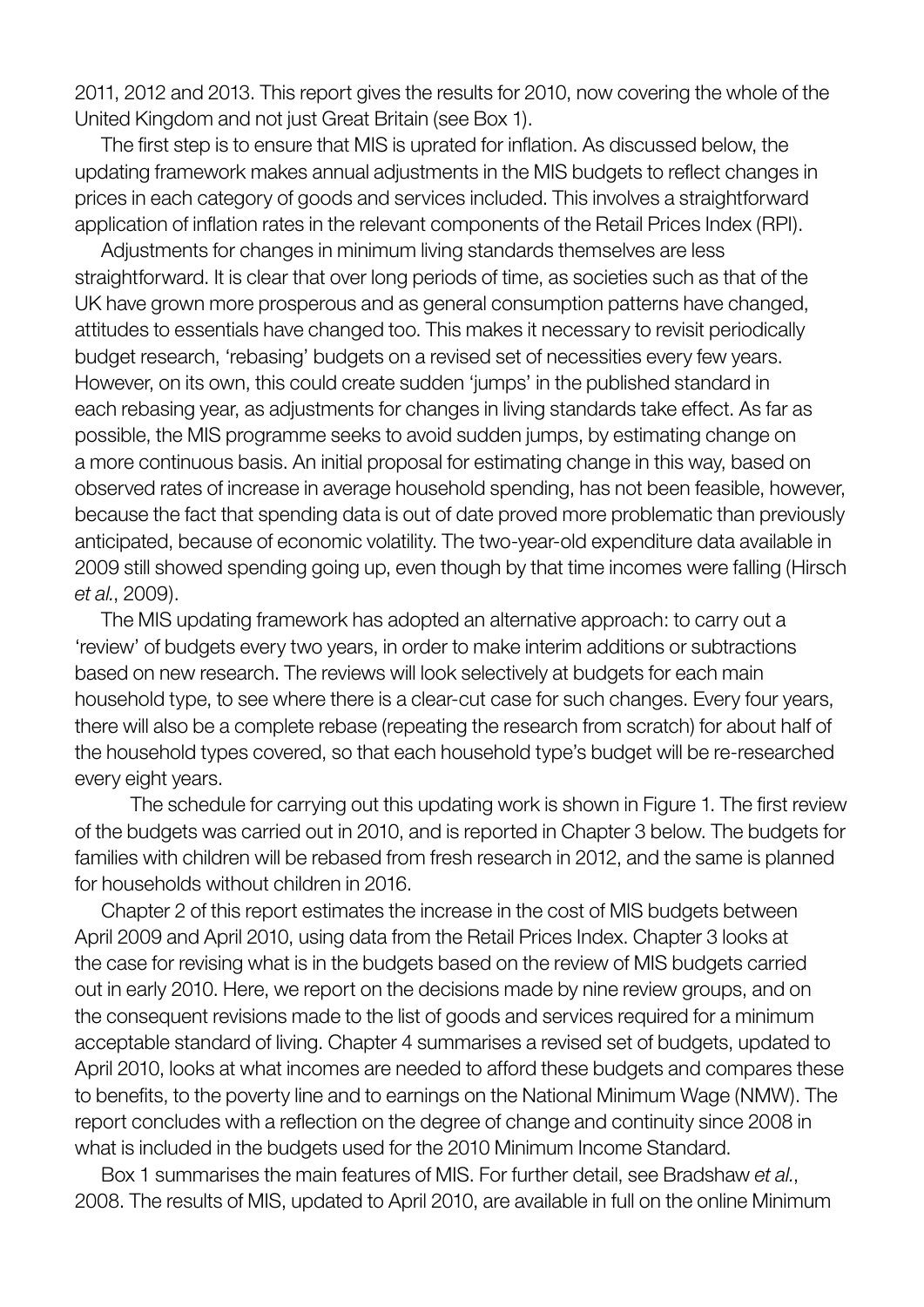2011, 2012 and 2013. This report gives the results for 2010, now covering the whole of the United Kingdom and not just Great Britain (see Box 1).

The first step is to ensure that MIS is uprated for inflation. As discussed below, the updating framework makes annual adjustments in the MIS budgets to reflect changes in prices in each category of goods and services included. This involves a straightforward application of inflation rates in the relevant components of the Retail Prices Index (RPI).

Adjustments for changes in minimum living standards themselves are less straightforward. It is clear that over long periods of time, as societies such as that of the UK have grown more prosperous and as general consumption patterns have changed, attitudes to essentials have changed too. This makes it necessary to revisit periodically budget research, 'rebasing' budgets on a revised set of necessities every few years. However, on its own, this could create sudden 'jumps' in the published standard in each rebasing year, as adjustments for changes in living standards take effect. As far as possible, the MIS programme seeks to avoid sudden jumps, by estimating change on a more continuous basis. An initial proposal for estimating change in this way, based on observed rates of increase in average household spending, has not been feasible, however, because the fact that spending data is out of date proved more problematic than previously anticipated, because of economic volatility. The two-year-old expenditure data available in 2009 still showed spending going up, even though by that time incomes were falling (Hirsch *et al.*, 2009).

The MIS updating framework has adopted an alternative approach: to carry out a 'review' of budgets every two years, in order to make interim additions or subtractions based on new research. The reviews will look selectively at budgets for each main household type, to see where there is a clear-cut case for such changes. Every four years, there will also be a complete rebase (repeating the research from scratch) for about half of the household types covered, so that each household type's budget will be re-researched every eight years.

The schedule for carrying out this updating work is shown in Figure 1. The first review of the budgets was carried out in 2010, and is reported in Chapter 3 below. The budgets for families with children will be rebased from fresh research in 2012, and the same is planned for households without children in 2016.

Chapter 2 of this report estimates the increase in the cost of MIS budgets between April 2009 and April 2010, using data from the Retail Prices Index. Chapter 3 looks at the case for revising what is in the budgets based on the review of MIS budgets carried out in early 2010. Here, we report on the decisions made by nine review groups, and on the consequent revisions made to the list of goods and services required for a minimum acceptable standard of living. Chapter 4 summarises a revised set of budgets, updated to April 2010, looks at what incomes are needed to afford these budgets and compares these to benefits, to the poverty line and to earnings on the National Minimum Wage (NMW). The report concludes with a reflection on the degree of change and continuity since 2008 in what is included in the budgets used for the 2010 Minimum Income Standard.

Box 1 summarises the main features of MIS. For further detail, see Bradshaw *et al.*, 2008. The results of MIS, updated to April 2010, are available in full on the online Minimum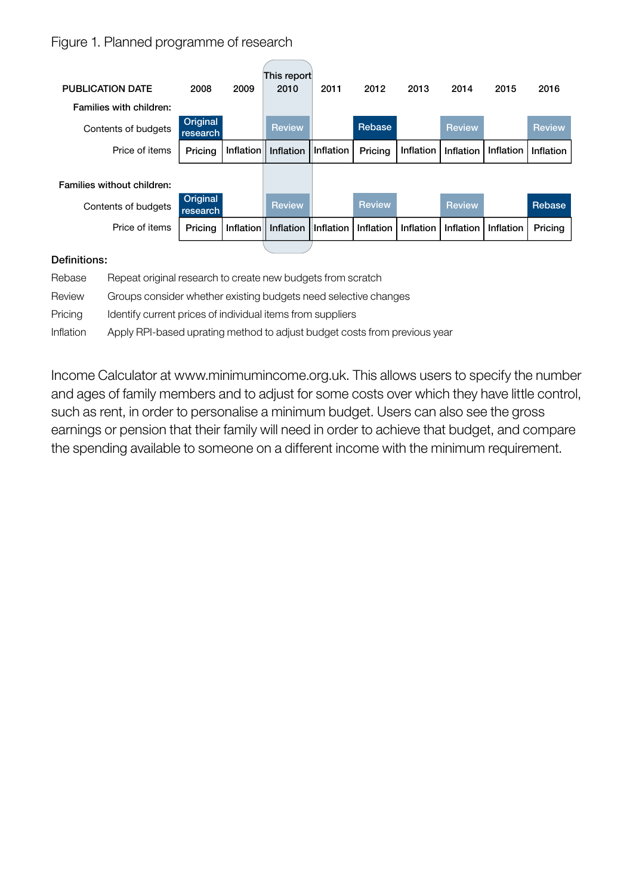Figure 1. Planned programme of research

| PUBLICATION DATE | 2008 | 2009 | This report 2010 | 2011 | 2012 | 2013 | 2014 | 2015 | 2016 |
|---|---|---|---|---|---|---|---|---|---|
| **Families with children:** | | | | | | | | | |
| Contents of budgets | Original research | | Review | | Rebase | | Review | | Review |
| Price of items | Pricing | Inflation | Inflation | Inflation | Pricing | Inflation | Inflation | Inflation | Inflation |
| **Families without children:** | | | | | | | | | |
| Contents of budgets | Original research | | Review | | Review | | Review | | Rebase |
| Price of items | Pricing | Inflation | Inflation | Inflation | Inflation | Inflation | Inflation | Inflation | Pricing |

**Definitions:**

| | |
|---|---|
| Rebase | Repeat original research to create new budgets from scratch |
| Review | Groups consider whether existing budgets need selective changes |
| Pricing | Identify current prices of individual items from suppliers |
| Inflation | Apply RPI-based uprating method to adjust budget costs from previous year |

Income Calculator at www.minimumincome.org.uk. This allows users to specify the number and ages of family members and to adjust for some costs over which they have little control, such as rent, in order to personalise a minimum budget. Users can also see the gross earnings or pension that their family will need in order to achieve that budget, and compare the spending available to someone on a different income with the minimum requirement.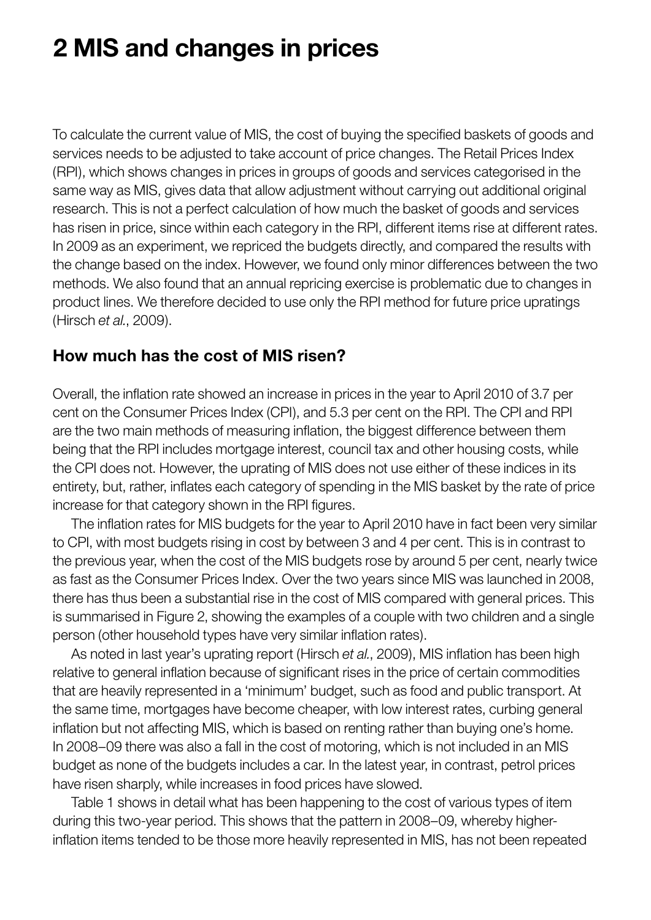# 2 MIS and changes in prices

To calculate the current value of MIS, the cost of buying the specified baskets of goods and services needs to be adjusted to take account of price changes. The Retail Prices Index (RPI), which shows changes in prices in groups of goods and services categorised in the same way as MIS, gives data that allow adjustment without carrying out additional original research. This is not a perfect calculation of how much the basket of goods and services has risen in price, since within each category in the RPI, different items rise at different rates. In 2009 as an experiment, we repriced the budgets directly, and compared the results with the change based on the index. However, we found only minor differences between the two methods. We also found that an annual repricing exercise is problematic due to changes in product lines. We therefore decided to use only the RPI method for future price upratings (Hirsch *et al.*, 2009).

## How much has the cost of MIS risen?

Overall, the inflation rate showed an increase in prices in the year to April 2010 of 3.7 per cent on the Consumer Prices Index (CPI), and 5.3 per cent on the RPI. The CPI and RPI are the two main methods of measuring inflation, the biggest difference between them being that the RPI includes mortgage interest, council tax and other housing costs, while the CPI does not. However, the uprating of MIS does not use either of these indices in its entirety, but, rather, inflates each category of spending in the MIS basket by the rate of price increase for that category shown in the RPI figures.

The inflation rates for MIS budgets for the year to April 2010 have in fact been very similar to CPI, with most budgets rising in cost by between 3 and 4 per cent. This is in contrast to the previous year, when the cost of the MIS budgets rose by around 5 per cent, nearly twice as fast as the Consumer Prices Index. Over the two years since MIS was launched in 2008, there has thus been a substantial rise in the cost of MIS compared with general prices. This is summarised in Figure 2, showing the examples of a couple with two children and a single person (other household types have very similar inflation rates).

As noted in last year's uprating report (Hirsch *et al.*, 2009), MIS inflation has been high relative to general inflation because of significant rises in the price of certain commodities that are heavily represented in a 'minimum' budget, such as food and public transport. At the same time, mortgages have become cheaper, with low interest rates, curbing general inflation but not affecting MIS, which is based on renting rather than buying one's home. In 2008–09 there was also a fall in the cost of motoring, which is not included in an MIS budget as none of the budgets includes a car. In the latest year, in contrast, petrol prices have risen sharply, while increases in food prices have slowed.

Table 1 shows in detail what has been happening to the cost of various types of item during this two-year period. This shows that the pattern in 2008–09, whereby higher-inflation items tended to be those more heavily represented in MIS, has not been repeated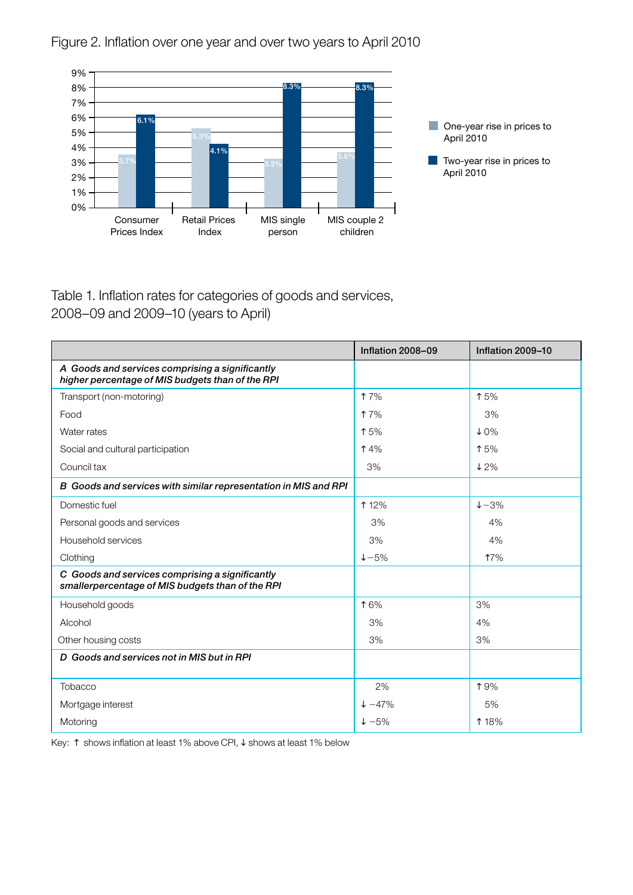Figure 2. Inflation over one year and over two years to April 2010

| | One-year rise in prices to April 2010 | Two-year rise in prices to April 2010 |
|---|---|---|
| Consumer Prices Index | 3.7% | 6.1% |
| Retail Prices Index | 5.3% | 4.1% |
| MIS single person | 3.3% | 8.3% |
| MIS couple 2 children | 3.6% | 8.3% |

Table 1. Inflation rates for categories of goods and services, 2008–09 and 2009–10 (years to April)

| | Inflation 2008–09 | Inflation 2009–10 |
|---|---|---|
| ***A Goods and services comprising a significantly higher percentage of MIS budgets than of the RPI*** | | |
| Transport (non-motoring) | ↑7% | ↑5% |
| Food | ↑7% | 3% |
| Water rates | ↑5% | ↓0% |
| Social and cultural participation | ↑4% | ↑5% |
| Council tax | 3% | ↓2% |
| ***B Goods and services with similar representation in MIS and RPI*** | | |
| Domestic fuel | ↑12% | ↓−3% |
| Personal goods and services | 3% | 4% |
| Household services | 3% | 4% |
| Clothing | ↓−5% | ↑7% |
| ***C Goods and services comprising a significantly smallerpercentage of MIS budgets than of the RPI*** | | |
| Household goods | ↑6% | 3% |
| Alcohol | 3% | 4% |
| Other housing costs | 3% | 3% |
| ***D Goods and services not in MIS but in RPI*** | | |
| Tobacco | 2% | ↑9% |
| Mortgage interest | ↓ −47% | 5% |
| Motoring | ↓ −5% | ↑18% |

Key: ↑ shows inflation at least 1% above CPI, ↓ shows at least 1% below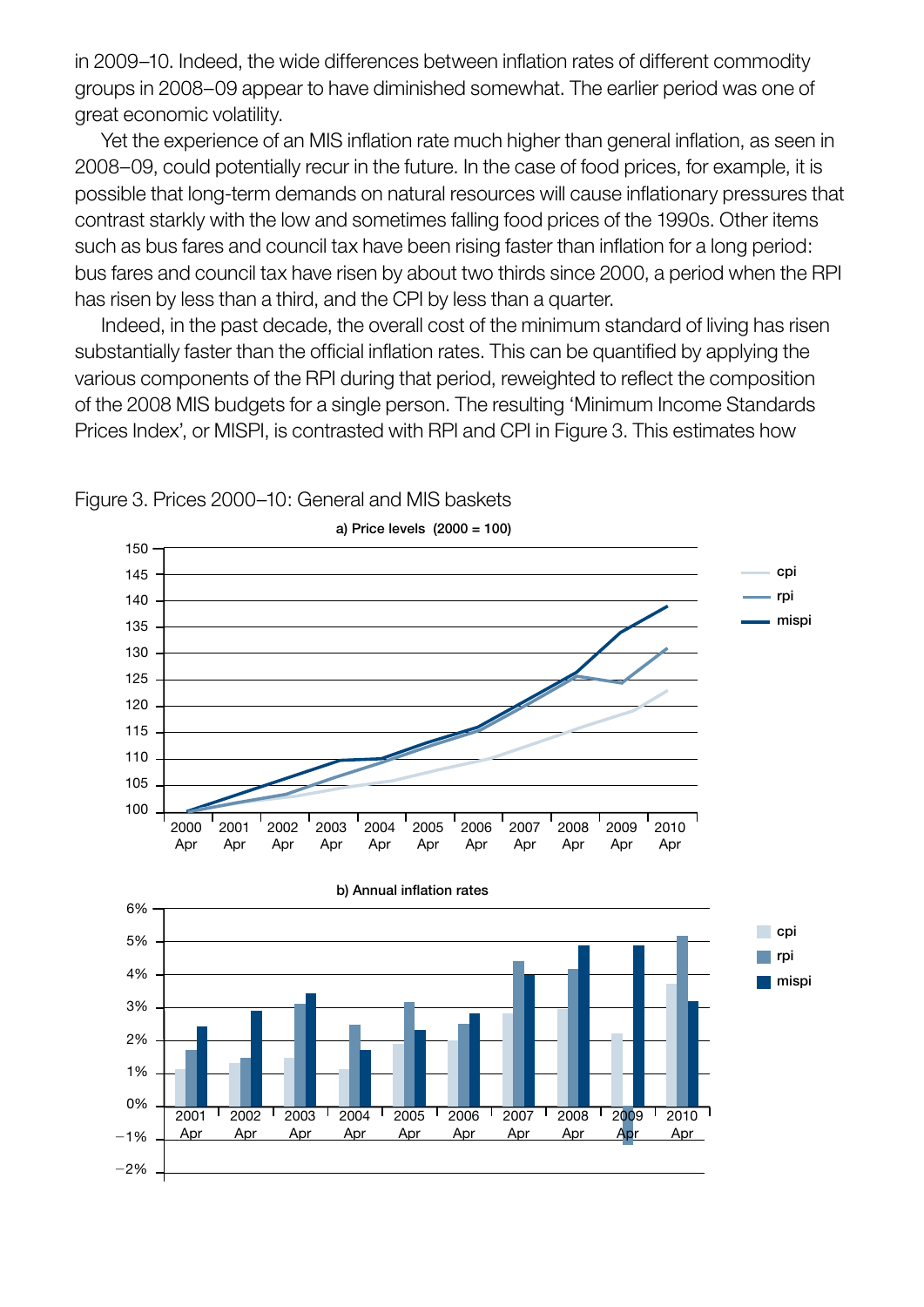in 2009–10. Indeed, the wide differences between inflation rates of different commodity groups in 2008–09 appear to have diminished somewhat. The earlier period was one of great economic volatility.

Yet the experience of an MIS inflation rate much higher than general inflation, as seen in 2008–09, could potentially recur in the future. In the case of food prices, for example, it is possible that long-term demands on natural resources will cause inflationary pressures that contrast starkly with the low and sometimes falling food prices of the 1990s. Other items such as bus fares and council tax have been rising faster than inflation for a long period: bus fares and council tax have risen by about two thirds since 2000, a period when the RPI has risen by less than a third, and the CPI by less than a quarter.

Indeed, in the past decade, the overall cost of the minimum standard of living has risen substantially faster than the official inflation rates. This can be quantified by applying the various components of the RPI during that period, reweighted to reflect the composition of the 2008 MIS budgets for a single person. The resulting 'Minimum Income Standards Prices Index', or MISPI, is contrasted with RPI and CPI in Figure 3. This estimates how

Figure 3. Prices 2000–10: General and MIS baskets

a) Price levels (2000 = 100)

b) Annual inflation rates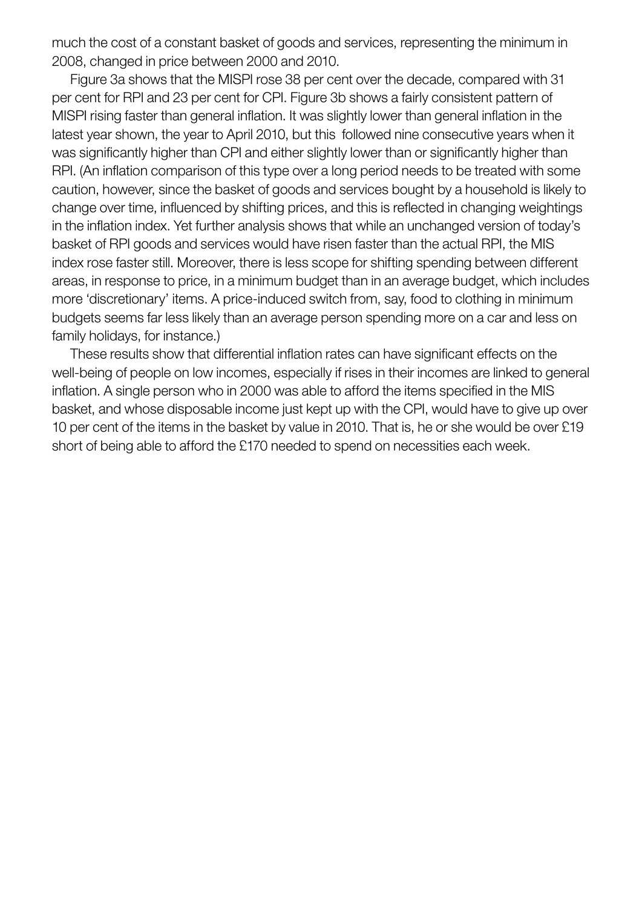much the cost of a constant basket of goods and services, representing the minimum in 2008, changed in price between 2000 and 2010.

Figure 3a shows that the MISPI rose 38 per cent over the decade, compared with 31 per cent for RPI and 23 per cent for CPI. Figure 3b shows a fairly consistent pattern of MISPI rising faster than general inflation. It was slightly lower than general inflation in the latest year shown, the year to April 2010, but this followed nine consecutive years when it was significantly higher than CPI and either slightly lower than or significantly higher than RPI. (An inflation comparison of this type over a long period needs to be treated with some caution, however, since the basket of goods and services bought by a household is likely to change over time, influenced by shifting prices, and this is reflected in changing weightings in the inflation index. Yet further analysis shows that while an unchanged version of today's basket of RPI goods and services would have risen faster than the actual RPI, the MIS index rose faster still. Moreover, there is less scope for shifting spending between different areas, in response to price, in a minimum budget than in an average budget, which includes more 'discretionary' items. A price-induced switch from, say, food to clothing in minimum budgets seems far less likely than an average person spending more on a car and less on family holidays, for instance.)

These results show that differential inflation rates can have significant effects on the well-being of people on low incomes, especially if rises in their incomes are linked to general inflation. A single person who in 2000 was able to afford the items specified in the MIS basket, and whose disposable income just kept up with the CPI, would have to give up over 10 per cent of the items in the basket by value in 2010. That is, he or she would be over £19 short of being able to afford the £170 needed to spend on necessities each week.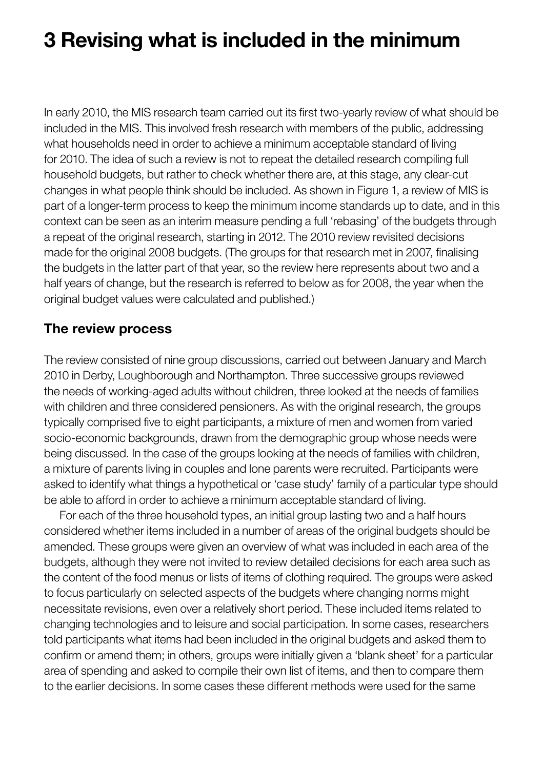# 3 Revising what is included in the minimum

In early 2010, the MIS research team carried out its first two-yearly review of what should be included in the MIS. This involved fresh research with members of the public, addressing what households need in order to achieve a minimum acceptable standard of living for 2010. The idea of such a review is not to repeat the detailed research compiling full household budgets, but rather to check whether there are, at this stage, any clear-cut changes in what people think should be included. As shown in Figure 1, a review of MIS is part of a longer-term process to keep the minimum income standards up to date, and in this context can be seen as an interim measure pending a full 'rebasing' of the budgets through a repeat of the original research, starting in 2012. The 2010 review revisited decisions made for the original 2008 budgets. (The groups for that research met in 2007, finalising the budgets in the latter part of that year, so the review here represents about two and a half years of change, but the research is referred to below as for 2008, the year when the original budget values were calculated and published.)

## The review process

The review consisted of nine group discussions, carried out between January and March 2010 in Derby, Loughborough and Northampton. Three successive groups reviewed the needs of working-aged adults without children, three looked at the needs of families with children and three considered pensioners. As with the original research, the groups typically comprised five to eight participants, a mixture of men and women from varied socio-economic backgrounds, drawn from the demographic group whose needs were being discussed. In the case of the groups looking at the needs of families with children, a mixture of parents living in couples and lone parents were recruited. Participants were asked to identify what things a hypothetical or 'case study' family of a particular type should be able to afford in order to achieve a minimum acceptable standard of living.

For each of the three household types, an initial group lasting two and a half hours considered whether items included in a number of areas of the original budgets should be amended. These groups were given an overview of what was included in each area of the budgets, although they were not invited to review detailed decisions for each area such as the content of the food menus or lists of items of clothing required. The groups were asked to focus particularly on selected aspects of the budgets where changing norms might necessitate revisions, even over a relatively short period. These included items related to changing technologies and to leisure and social participation. In some cases, researchers told participants what items had been included in the original budgets and asked them to confirm or amend them; in others, groups were initially given a 'blank sheet' for a particular area of spending and asked to compile their own list of items, and then to compare them to the earlier decisions. In some cases these different methods were used for the same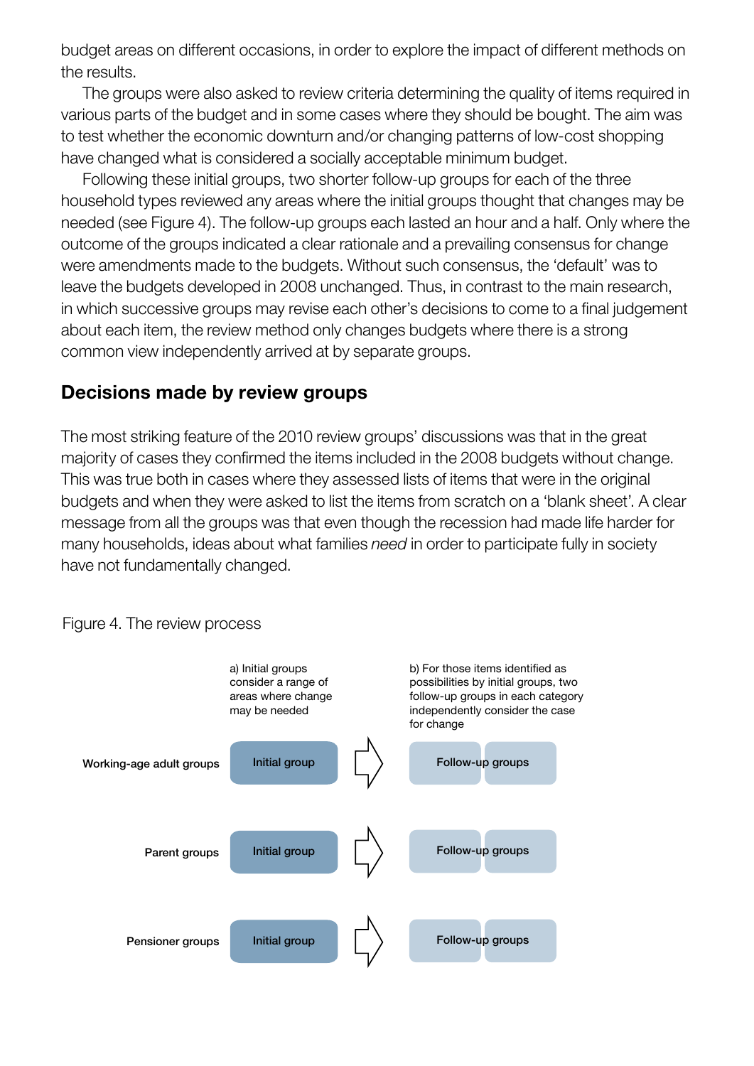budget areas on different occasions, in order to explore the impact of different methods on the results.

The groups were also asked to review criteria determining the quality of items required in various parts of the budget and in some cases where they should be bought. The aim was to test whether the economic downturn and/or changing patterns of low-cost shopping have changed what is considered a socially acceptable minimum budget.

Following these initial groups, two shorter follow-up groups for each of the three household types reviewed any areas where the initial groups thought that changes may be needed (see Figure 4). The follow-up groups each lasted an hour and a half. Only where the outcome of the groups indicated a clear rationale and a prevailing consensus for change were amendments made to the budgets. Without such consensus, the 'default' was to leave the budgets developed in 2008 unchanged. Thus, in contrast to the main research, in which successive groups may revise each other's decisions to come to a final judgement about each item, the review method only changes budgets where there is a strong common view independently arrived at by separate groups.

## Decisions made by review groups

The most striking feature of the 2010 review groups' discussions was that in the great majority of cases they confirmed the items included in the 2008 budgets without change. This was true both in cases where they assessed lists of items that were in the original budgets and when they were asked to list the items from scratch on a 'blank sheet'. A clear message from all the groups was that even though the recession had made life harder for many households, ideas about what families *need* in order to participate fully in society have not fundamentally changed.

Figure 4. The review process

| | a) Initial groups consider a range of areas where change may be needed | | b) For those items identified as possibilities by initial groups, two follow-up groups in each category independently consider the case for change |
|---|---|---|---|
| Working-age adult groups | Initial group | ⇨ | Follow-up groups |
| Parent groups | Initial group | ⇨ | Follow-up groups |
| Pensioner groups | Initial group | ⇨ | Follow-up groups |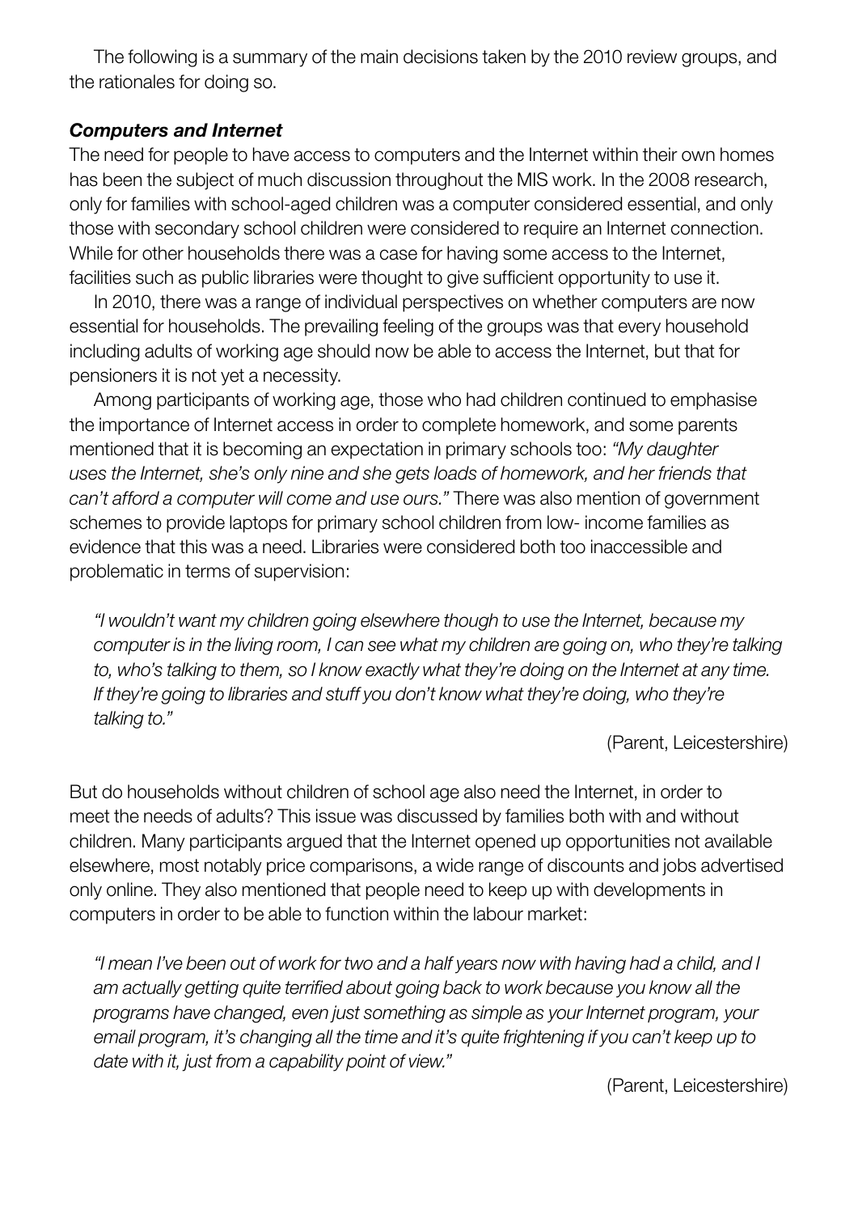The following is a summary of the main decisions taken by the 2010 review groups, and the rationales for doing so.

### *Computers and Internet*

The need for people to have access to computers and the Internet within their own homes has been the subject of much discussion throughout the MIS work. In the 2008 research, only for families with school-aged children was a computer considered essential, and only those with secondary school children were considered to require an Internet connection. While for other households there was a case for having some access to the Internet, facilities such as public libraries were thought to give sufficient opportunity to use it.

In 2010, there was a range of individual perspectives on whether computers are now essential for households. The prevailing feeling of the groups was that every household including adults of working age should now be able to access the Internet, but that for pensioners it is not yet a necessity.

Among participants of working age, those who had children continued to emphasise the importance of Internet access in order to complete homework, and some parents mentioned that it is becoming an expectation in primary schools too: *"My daughter uses the Internet, she's only nine and she gets loads of homework, and her friends that can't afford a computer will come and use ours."* There was also mention of government schemes to provide laptops for primary school children from low- income families as evidence that this was a need. Libraries were considered both too inaccessible and problematic in terms of supervision:

> *"I wouldn't want my children going elsewhere though to use the Internet, because my computer is in the living room, I can see what my children are going on, who they're talking to, who's talking to them, so I know exactly what they're doing on the Internet at any time. If they're going to libraries and stuff you don't know what they're doing, who they're talking to."*
>
> (Parent, Leicestershire)

But do households without children of school age also need the Internet, in order to meet the needs of adults? This issue was discussed by families both with and without children. Many participants argued that the Internet opened up opportunities not available elsewhere, most notably price comparisons, a wide range of discounts and jobs advertised only online. They also mentioned that people need to keep up with developments in computers in order to be able to function within the labour market:

> *"I mean I've been out of work for two and a half years now with having had a child, and I am actually getting quite terrified about going back to work because you know all the programs have changed, even just something as simple as your Internet program, your email program, it's changing all the time and it's quite frightening if you can't keep up to date with it, just from a capability point of view."*
>
> (Parent, Leicestershire)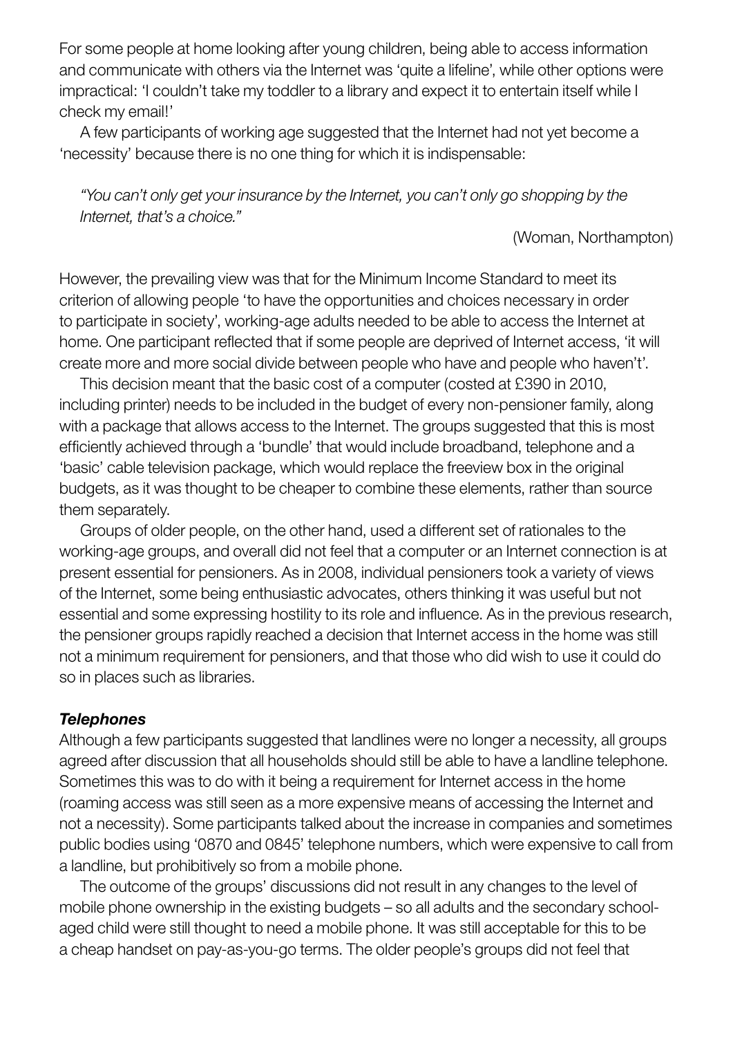For some people at home looking after young children, being able to access information and communicate with others via the Internet was 'quite a lifeline', while other options were impractical: 'I couldn't take my toddler to a library and expect it to entertain itself while I check my email!'

A few participants of working age suggested that the Internet had not yet become a 'necessity' because there is no one thing for which it is indispensable:

> *"You can't only get your insurance by the Internet, you can't only go shopping by the Internet, that's a choice."*
>
> (Woman, Northampton)

However, the prevailing view was that for the Minimum Income Standard to meet its criterion of allowing people 'to have the opportunities and choices necessary in order to participate in society', working-age adults needed to be able to access the Internet at home. One participant reflected that if some people are deprived of Internet access, 'it will create more and more social divide between people who have and people who haven't'.

This decision meant that the basic cost of a computer (costed at £390 in 2010, including printer) needs to be included in the budget of every non-pensioner family, along with a package that allows access to the Internet. The groups suggested that this is most efficiently achieved through a 'bundle' that would include broadband, telephone and a 'basic' cable television package, which would replace the freeview box in the original budgets, as it was thought to be cheaper to combine these elements, rather than source them separately.

Groups of older people, on the other hand, used a different set of rationales to the working-age groups, and overall did not feel that a computer or an Internet connection is at present essential for pensioners. As in 2008, individual pensioners took a variety of views of the Internet, some being enthusiastic advocates, others thinking it was useful but not essential and some expressing hostility to its role and influence. As in the previous research, the pensioner groups rapidly reached a decision that Internet access in the home was still not a minimum requirement for pensioners, and that those who did wish to use it could do so in places such as libraries.

### *Telephones*

Although a few participants suggested that landlines were no longer a necessity, all groups agreed after discussion that all households should still be able to have a landline telephone. Sometimes this was to do with it being a requirement for Internet access in the home (roaming access was still seen as a more expensive means of accessing the Internet and not a necessity). Some participants talked about the increase in companies and sometimes public bodies using '0870 and 0845' telephone numbers, which were expensive to call from a landline, but prohibitively so from a mobile phone.

The outcome of the groups' discussions did not result in any changes to the level of mobile phone ownership in the existing budgets – so all adults and the secondary school-aged child were still thought to need a mobile phone. It was still acceptable for this to be a cheap handset on pay-as-you-go terms. The older people's groups did not feel that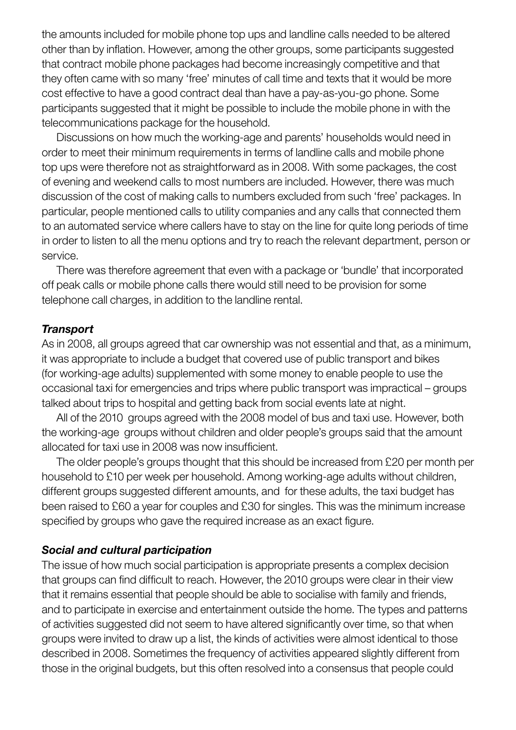the amounts included for mobile phone top ups and landline calls needed to be altered other than by inflation. However, among the other groups, some participants suggested that contract mobile phone packages had become increasingly competitive and that they often came with so many 'free' minutes of call time and texts that it would be more cost effective to have a good contract deal than have a pay-as-you-go phone. Some participants suggested that it might be possible to include the mobile phone in with the telecommunications package for the household.

Discussions on how much the working-age and parents' households would need in order to meet their minimum requirements in terms of landline calls and mobile phone top ups were therefore not as straightforward as in 2008. With some packages, the cost of evening and weekend calls to most numbers are included. However, there was much discussion of the cost of making calls to numbers excluded from such 'free' packages. In particular, people mentioned calls to utility companies and any calls that connected them to an automated service where callers have to stay on the line for quite long periods of time in order to listen to all the menu options and try to reach the relevant department, person or service.

There was therefore agreement that even with a package or 'bundle' that incorporated off peak calls or mobile phone calls there would still need to be provision for some telephone call charges, in addition to the landline rental.

### *Transport*

As in 2008, all groups agreed that car ownership was not essential and that, as a minimum, it was appropriate to include a budget that covered use of public transport and bikes (for working-age adults) supplemented with some money to enable people to use the occasional taxi for emergencies and trips where public transport was impractical – groups talked about trips to hospital and getting back from social events late at night.

All of the 2010 groups agreed with the 2008 model of bus and taxi use. However, both the working-age groups without children and older people's groups said that the amount allocated for taxi use in 2008 was now insufficient.

The older people's groups thought that this should be increased from £20 per month per household to £10 per week per household. Among working-age adults without children, different groups suggested different amounts, and for these adults, the taxi budget has been raised to £60 a year for couples and £30 for singles. This was the minimum increase specified by groups who gave the required increase as an exact figure.

### *Social and cultural participation*

The issue of how much social participation is appropriate presents a complex decision that groups can find difficult to reach. However, the 2010 groups were clear in their view that it remains essential that people should be able to socialise with family and friends, and to participate in exercise and entertainment outside the home. The types and patterns of activities suggested did not seem to have altered significantly over time, so that when groups were invited to draw up a list, the kinds of activities were almost identical to those described in 2008. Sometimes the frequency of activities appeared slightly different from those in the original budgets, but this often resolved into a consensus that people could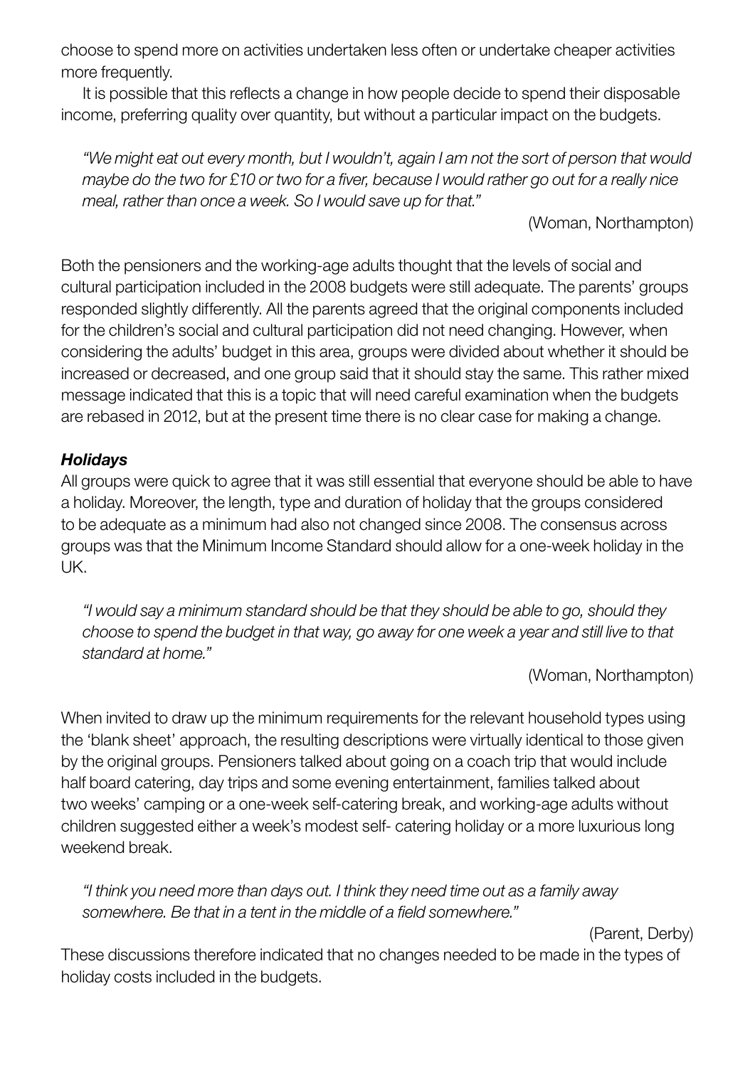choose to spend more on activities undertaken less often or undertake cheaper activities more frequently.

It is possible that this reflects a change in how people decide to spend their disposable income, preferring quality over quantity, but without a particular impact on the budgets.

> *"We might eat out every month, but I wouldn't, again I am not the sort of person that would maybe do the two for £10 or two for a fiver, because I would rather go out for a really nice meal, rather than once a week. So I would save up for that."*
>
> (Woman, Northampton)

Both the pensioners and the working-age adults thought that the levels of social and cultural participation included in the 2008 budgets were still adequate. The parents' groups responded slightly differently. All the parents agreed that the original components included for the children's social and cultural participation did not need changing. However, when considering the adults' budget in this area, groups were divided about whether it should be increased or decreased, and one group said that it should stay the same. This rather mixed message indicated that this is a topic that will need careful examination when the budgets are rebased in 2012, but at the present time there is no clear case for making a change.

### *Holidays*

All groups were quick to agree that it was still essential that everyone should be able to have a holiday. Moreover, the length, type and duration of holiday that the groups considered to be adequate as a minimum had also not changed since 2008. The consensus across groups was that the Minimum Income Standard should allow for a one-week holiday in the UK.

> *"I would say a minimum standard should be that they should be able to go, should they choose to spend the budget in that way, go away for one week a year and still live to that standard at home."*
>
> (Woman, Northampton)

When invited to draw up the minimum requirements for the relevant household types using the 'blank sheet' approach, the resulting descriptions were virtually identical to those given by the original groups. Pensioners talked about going on a coach trip that would include half board catering, day trips and some evening entertainment, families talked about two weeks' camping or a one-week self-catering break, and working-age adults without children suggested either a week's modest self- catering holiday or a more luxurious long weekend break.

> *"I think you need more than days out. I think they need time out as a family away somewhere. Be that in a tent in the middle of a field somewhere."*
>
> (Parent, Derby)

These discussions therefore indicated that no changes needed to be made in the types of holiday costs included in the budgets.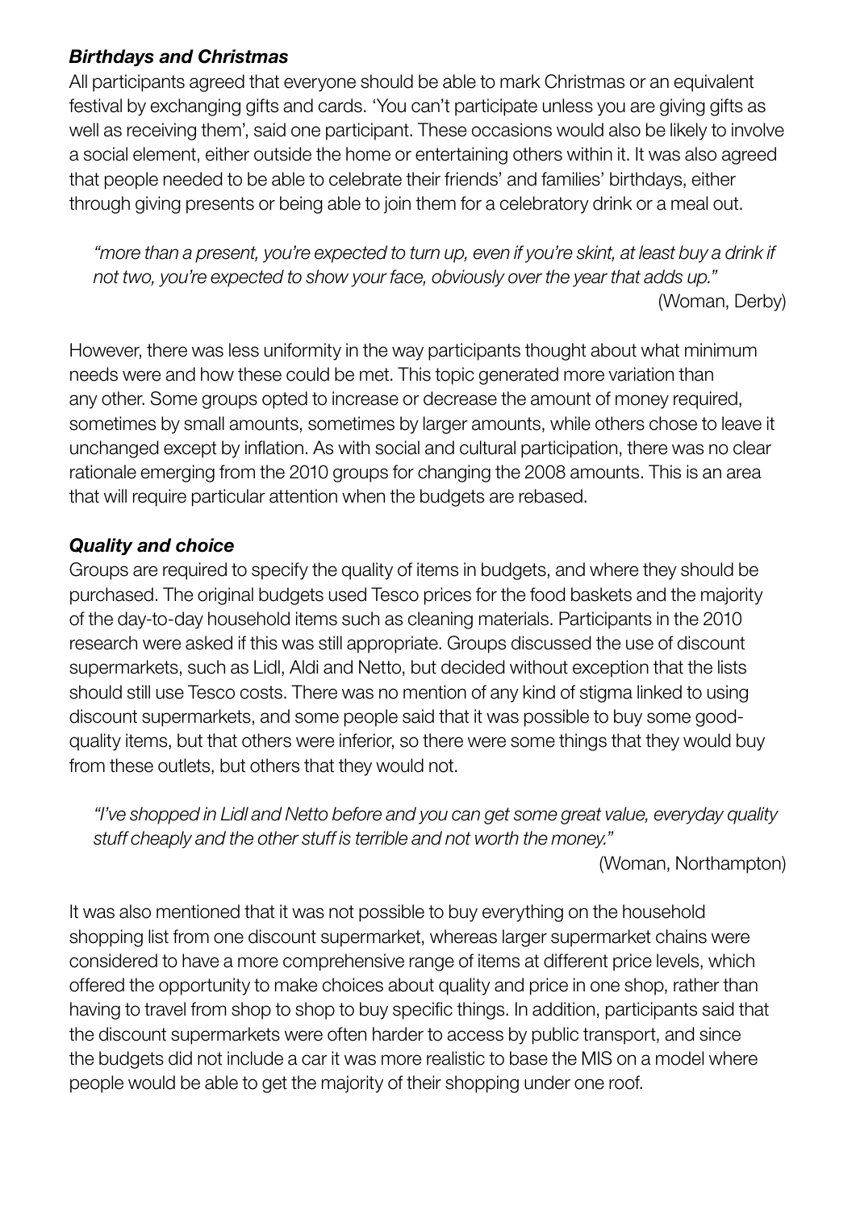### *Birthdays and Christmas*

All participants agreed that everyone should be able to mark Christmas or an equivalent festival by exchanging gifts and cards. 'You can't participate unless you are giving gifts as well as receiving them', said one participant. These occasions would also be likely to involve a social element, either outside the home or entertaining others within it. It was also agreed that people needed to be able to celebrate their friends' and families' birthdays, either through giving presents or being able to join them for a celebratory drink or a meal out.

> *"more than a present, you're expected to turn up, even if you're skint, at least buy a drink if not two, you're expected to show your face, obviously over the year that adds up."*
>
> (Woman, Derby)

However, there was less uniformity in the way participants thought about what minimum needs were and how these could be met. This topic generated more variation than any other. Some groups opted to increase or decrease the amount of money required, sometimes by small amounts, sometimes by larger amounts, while others chose to leave it unchanged except by inflation. As with social and cultural participation, there was no clear rationale emerging from the 2010 groups for changing the 2008 amounts. This is an area that will require particular attention when the budgets are rebased.

### *Quality and choice*

Groups are required to specify the quality of items in budgets, and where they should be purchased. The original budgets used Tesco prices for the food baskets and the majority of the day-to-day household items such as cleaning materials. Participants in the 2010 research were asked if this was still appropriate. Groups discussed the use of discount supermarkets, such as Lidl, Aldi and Netto, but decided without exception that the lists should still use Tesco costs. There was no mention of any kind of stigma linked to using discount supermarkets, and some people said that it was possible to buy some good-quality items, but that others were inferior, so there were some things that they would buy from these outlets, but others that they would not.

> *"I've shopped in Lidl and Netto before and you can get some great value, everyday quality stuff cheaply and the other stuff is terrible and not worth the money."*
>
> (Woman, Northampton)

It was also mentioned that it was not possible to buy everything on the household shopping list from one discount supermarket, whereas larger supermarket chains were considered to have a more comprehensive range of items at different price levels, which offered the opportunity to make choices about quality and price in one shop, rather than having to travel from shop to shop to buy specific things. In addition, participants said that the discount supermarkets were often harder to access by public transport, and since the budgets did not include a car it was more realistic to base the MIS on a model where people would be able to get the majority of their shopping under one roof.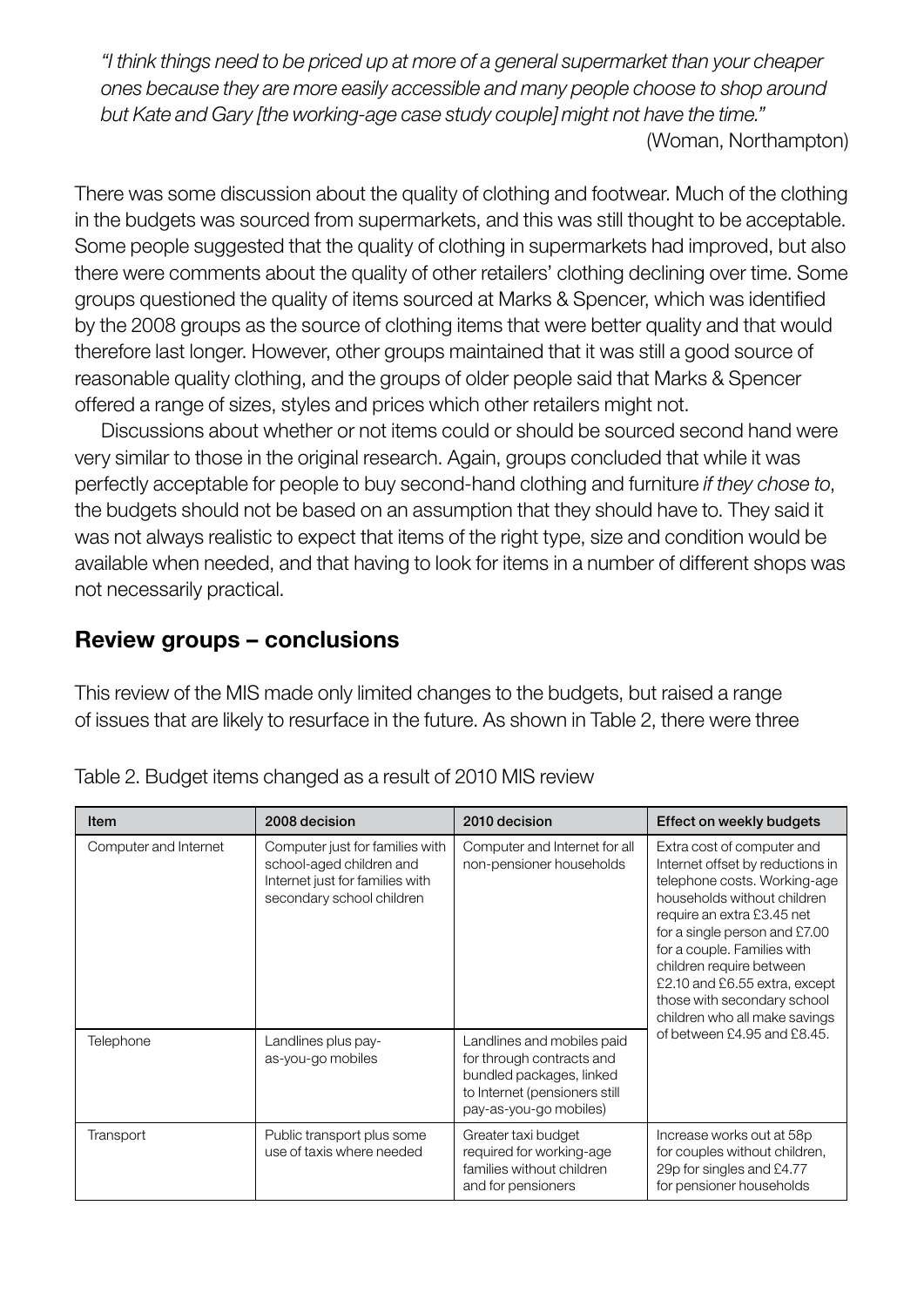*"I think things need to be priced up at more of a general supermarket than your cheaper ones because they are more easily accessible and many people choose to shop around but Kate and Gary [the working-age case study couple] might not have the time."*

(Woman, Northampton)

There was some discussion about the quality of clothing and footwear. Much of the clothing in the budgets was sourced from supermarkets, and this was still thought to be acceptable. Some people suggested that the quality of clothing in supermarkets had improved, but also there were comments about the quality of other retailers' clothing declining over time. Some groups questioned the quality of items sourced at Marks & Spencer, which was identified by the 2008 groups as the source of clothing items that were better quality and that would therefore last longer. However, other groups maintained that it was still a good source of reasonable quality clothing, and the groups of older people said that Marks & Spencer offered a range of sizes, styles and prices which other retailers might not.

Discussions about whether or not items could or should be sourced second hand were very similar to those in the original research. Again, groups concluded that while it was perfectly acceptable for people to buy second-hand clothing and furniture *if they chose to*, the budgets should not be based on an assumption that they should have to. They said it was not always realistic to expect that items of the right type, size and condition would be available when needed, and that having to look for items in a number of different shops was not necessarily practical.

## Review groups – conclusions

This review of the MIS made only limited changes to the budgets, but raised a range of issues that are likely to resurface in the future. As shown in Table 2, there were three

Table 2. Budget items changed as a result of 2010 MIS review

| Item | 2008 decision | 2010 decision | Effect on weekly budgets |
|---|---|---|---|
| Computer and Internet | Computer just for families with school-aged children and Internet just for families with secondary school children | Computer and Internet for all non-pensioner households | Extra cost of computer and Internet offset by reductions in telephone costs. Working-age households without children require an extra £3.45 net for a single person and £7.00 for a couple. Families with children require between £2.10 and £6.55 extra, except those with secondary school children who all make savings of between £4.95 and £8.45. |
| Telephone | Landlines plus pay-as-you-go mobiles | Landlines and mobiles paid for through contracts and bundled packages, linked to Internet (pensioners still pay-as-you-go mobiles) | |
| Transport | Public transport plus some use of taxis where needed | Greater taxi budget required for working-age families without children and for pensioners | Increase works out at 58p for couples without children, 29p for singles and £4.77 for pensioner households |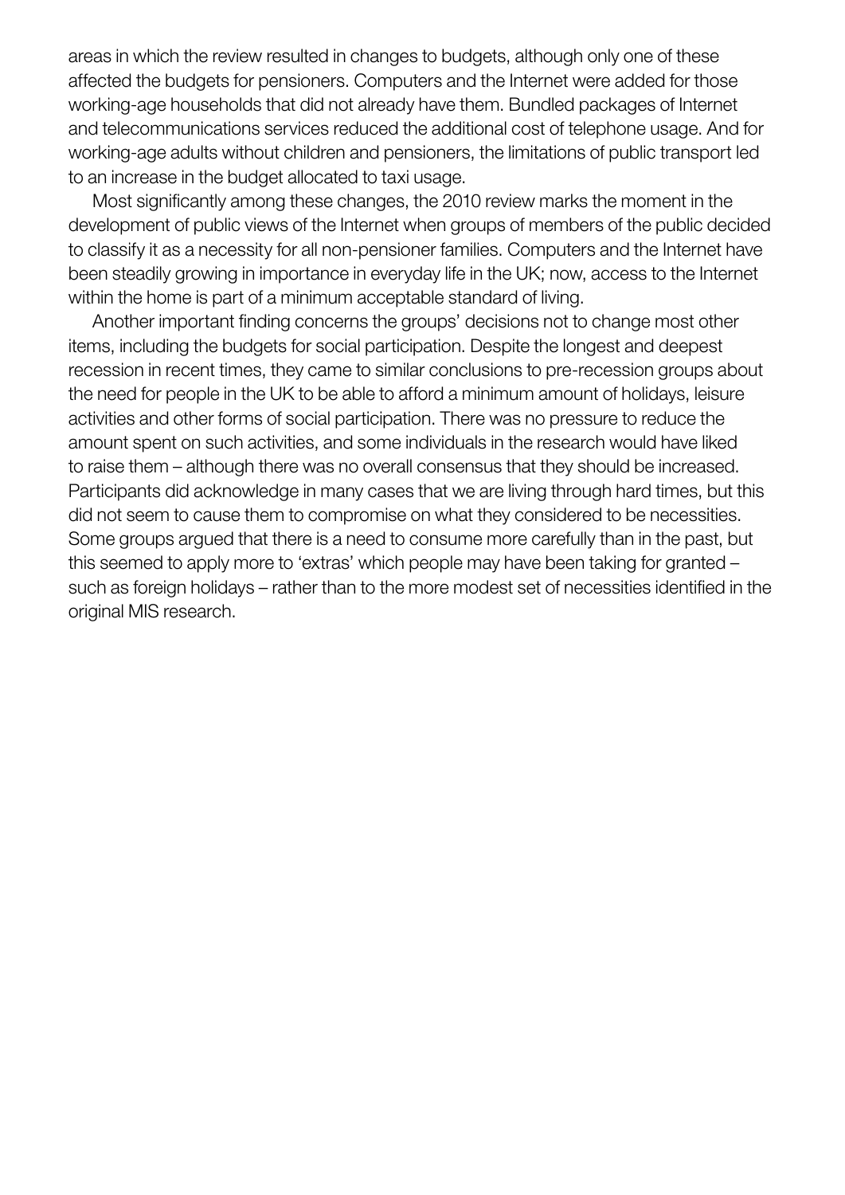areas in which the review resulted in changes to budgets, although only one of these affected the budgets for pensioners. Computers and the Internet were added for those working-age households that did not already have them. Bundled packages of Internet and telecommunications services reduced the additional cost of telephone usage. And for working-age adults without children and pensioners, the limitations of public transport led to an increase in the budget allocated to taxi usage.

Most significantly among these changes, the 2010 review marks the moment in the development of public views of the Internet when groups of members of the public decided to classify it as a necessity for all non-pensioner families. Computers and the Internet have been steadily growing in importance in everyday life in the UK; now, access to the Internet within the home is part of a minimum acceptable standard of living.

Another important finding concerns the groups' decisions not to change most other items, including the budgets for social participation. Despite the longest and deepest recession in recent times, they came to similar conclusions to pre-recession groups about the need for people in the UK to be able to afford a minimum amount of holidays, leisure activities and other forms of social participation. There was no pressure to reduce the amount spent on such activities, and some individuals in the research would have liked to raise them – although there was no overall consensus that they should be increased. Participants did acknowledge in many cases that we are living through hard times, but this did not seem to cause them to compromise on what they considered to be necessities. Some groups argued that there is a need to consume more carefully than in the past, but this seemed to apply more to 'extras' which people may have been taking for granted – such as foreign holidays – rather than to the more modest set of necessities identified in the original MIS research.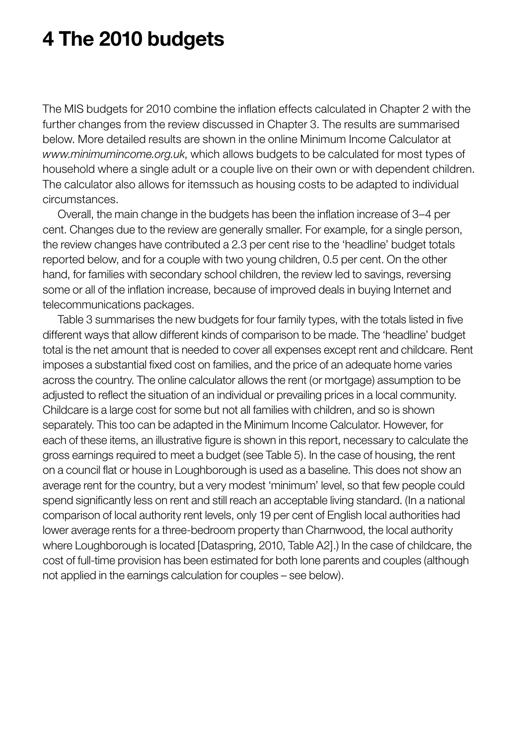# 4 The 2010 budgets

The MIS budgets for 2010 combine the inflation effects calculated in Chapter 2 with the further changes from the review discussed in Chapter 3. The results are summarised below. More detailed results are shown in the online Minimum Income Calculator at *www.minimumincome.org.uk*, which allows budgets to be calculated for most types of household where a single adult or a couple live on their own or with dependent children. The calculator also allows for itemssuch as housing costs to be adapted to individual circumstances.

Overall, the main change in the budgets has been the inflation increase of 3–4 per cent. Changes due to the review are generally smaller. For example, for a single person, the review changes have contributed a 2.3 per cent rise to the 'headline' budget totals reported below, and for a couple with two young children, 0.5 per cent. On the other hand, for families with secondary school children, the review led to savings, reversing some or all of the inflation increase, because of improved deals in buying Internet and telecommunications packages.

Table 3 summarises the new budgets for four family types, with the totals listed in five different ways that allow different kinds of comparison to be made. The 'headline' budget total is the net amount that is needed to cover all expenses except rent and childcare. Rent imposes a substantial fixed cost on families, and the price of an adequate home varies across the country. The online calculator allows the rent (or mortgage) assumption to be adjusted to reflect the situation of an individual or prevailing prices in a local community. Childcare is a large cost for some but not all families with children, and so is shown separately. This too can be adapted in the Minimum Income Calculator. However, for each of these items, an illustrative figure is shown in this report, necessary to calculate the gross earnings required to meet a budget (see Table 5). In the case of housing, the rent on a council flat or house in Loughborough is used as a baseline. This does not show an average rent for the country, but a very modest 'minimum' level, so that few people could spend significantly less on rent and still reach an acceptable living standard. (In a national comparison of local authority rent levels, only 19 per cent of English local authorities had lower average rents for a three-bedroom property than Charnwood, the local authority where Loughborough is located [Dataspring, 2010, Table A2].) In the case of childcare, the cost of full-time provision has been estimated for both lone parents and couples (although not applied in the earnings calculation for couples – see below).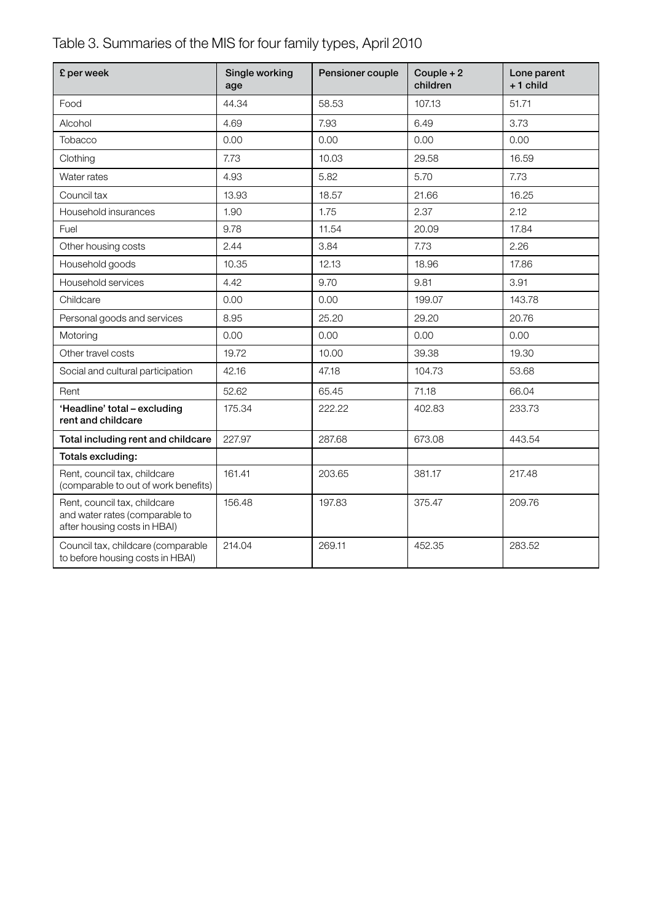Table 3. Summaries of the MIS for four family types, April 2010

| £ per week | Single working age | Pensioner couple | Couple + 2 children | Lone parent + 1 child |
|---|---|---|---|---|
| Food | 44.34 | 58.53 | 107.13 | 51.71 |
| Alcohol | 4.69 | 7.93 | 6.49 | 3.73 |
| Tobacco | 0.00 | 0.00 | 0.00 | 0.00 |
| Clothing | 7.73 | 10.03 | 29.58 | 16.59 |
| Water rates | 4.93 | 5.82 | 5.70 | 7.73 |
| Council tax | 13.93 | 18.57 | 21.66 | 16.25 |
| Household insurances | 1.90 | 1.75 | 2.37 | 2.12 |
| Fuel | 9.78 | 11.54 | 20.09 | 17.84 |
| Other housing costs | 2.44 | 3.84 | 7.73 | 2.26 |
| Household goods | 10.35 | 12.13 | 18.96 | 17.86 |
| Household services | 4.42 | 9.70 | 9.81 | 3.91 |
| Childcare | 0.00 | 0.00 | 199.07 | 143.78 |
| Personal goods and services | 8.95 | 25.20 | 29.20 | 20.76 |
| Motoring | 0.00 | 0.00 | 0.00 | 0.00 |
| Other travel costs | 19.72 | 10.00 | 39.38 | 19.30 |
| Social and cultural participation | 42.16 | 47.18 | 104.73 | 53.68 |
| Rent | 52.62 | 65.45 | 71.18 | 66.04 |
| **'Headline' total – excluding rent and childcare** | 175.34 | 222.22 | 402.83 | 233.73 |
| **Total including rent and childcare** | 227.97 | 287.68 | 673.08 | 443.54 |
| **Totals excluding:** | | | | |
| Rent, council tax, childcare (comparable to out of work benefits) | 161.41 | 203.65 | 381.17 | 217.48 |
| Rent, council tax, childcare and water rates (comparable to after housing costs in HBAI) | 156.48 | 197.83 | 375.47 | 209.76 |
| Council tax, childcare (comparable to before housing costs in HBAI) | 214.04 | 269.11 | 452.35 | 283.52 |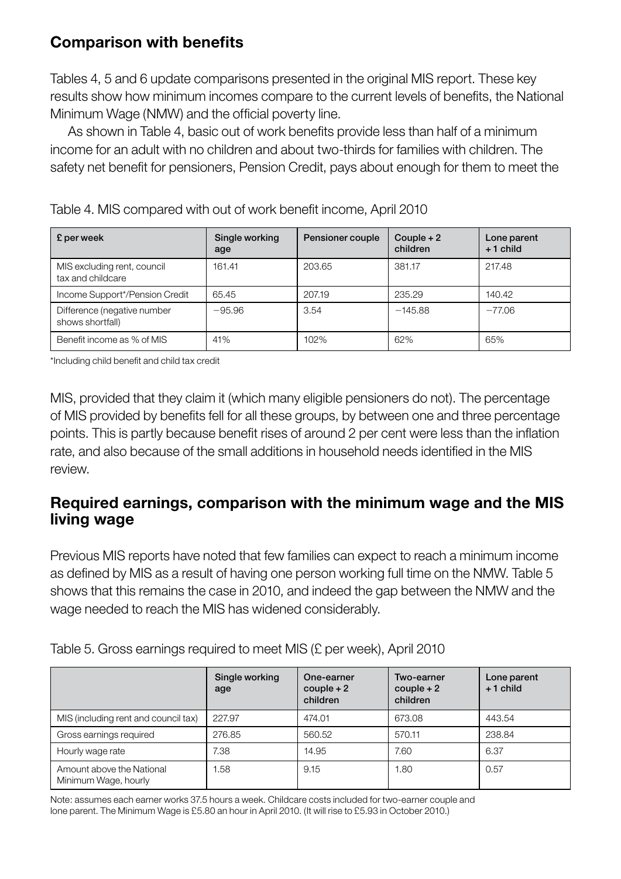## Comparison with benefits

Tables 4, 5 and 6 update comparisons presented in the original MIS report. These key results show how minimum incomes compare to the current levels of benefits, the National Minimum Wage (NMW) and the official poverty line.

As shown in Table 4, basic out of work benefits provide less than half of a minimum income for an adult with no children and about two-thirds for families with children. The safety net benefit for pensioners, Pension Credit, pays about enough for them to meet the MIS, provided that they claim it (which many eligible pensioners do not). The percentage of MIS provided by benefits fell for all these groups, by between one and three percentage points. This is partly because benefit rises of around 2 per cent were less than the inflation rate, and also because of the small additions in household needs identified in the MIS review.

Table 4. MIS compared with out of work benefit income, April 2010

| £ per week | Single working age | Pensioner couple | Couple + 2 children | Lone parent + 1 child |
|---|---|---|---|---|
| MIS excluding rent, council tax and childcare | 161.41 | 203.65 | 381.17 | 217.48 |
| Income Support*/Pension Credit | 65.45 | 207.19 | 235.29 | 140.42 |
| Difference (negative number shows shortfall) | −95.96 | 3.54 | −145.88 | −77.06 |
| Benefit income as % of MIS | 41% | 102% | 62% | 65% |

*Including child benefit and child tax credit

## Required earnings, comparison with the minimum wage and the MIS living wage

Previous MIS reports have noted that few families can expect to reach a minimum income as defined by MIS as a result of having one person working full time on the NMW. Table 5 shows that this remains the case in 2010, and indeed the gap between the NMW and the wage needed to reach the MIS has widened considerably.

Table 5. Gross earnings required to meet MIS (£ per week), April 2010

| | Single working age | One-earner couple + 2 children | Two-earner couple + 2 children | Lone parent + 1 child |
|---|---|---|---|---|
| MIS (including rent and council tax) | 227.97 | 474.01 | 673.08 | 443.54 |
| Gross earnings required | 276.85 | 560.52 | 570.11 | 238.84 |
| Hourly wage rate | 7.38 | 14.95 | 7.60 | 6.37 |
| Amount above the National Minimum Wage, hourly | 1.58 | 9.15 | 1.80 | 0.57 |

Note: assumes each earner works 37.5 hours a week. Childcare costs included for two-earner couple and lone parent. The Minimum Wage is £5.80 an hour in April 2010. (It will rise to £5.93 in October 2010.)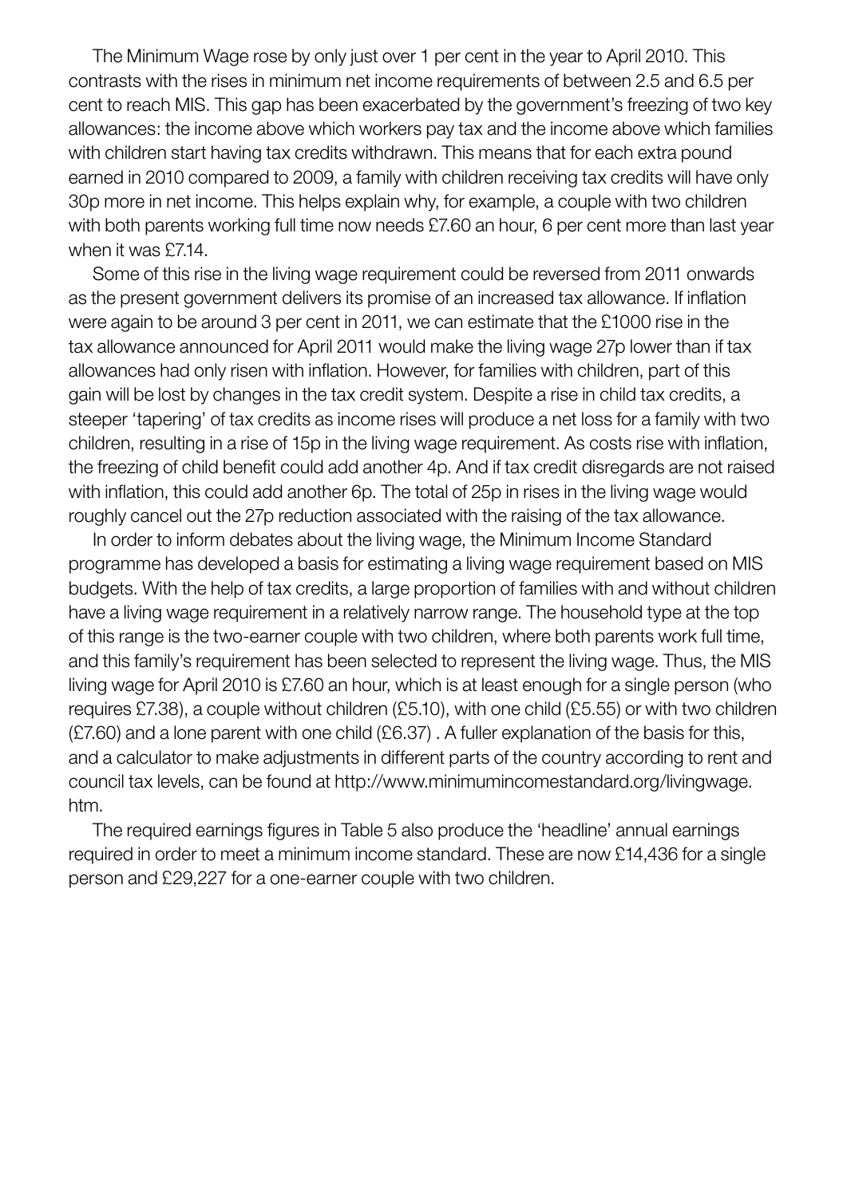The Minimum Wage rose by only just over 1 per cent in the year to April 2010. This contrasts with the rises in minimum net income requirements of between 2.5 and 6.5 per cent to reach MIS. This gap has been exacerbated by the government's freezing of two key allowances: the income above which workers pay tax and the income above which families with children start having tax credits withdrawn. This means that for each extra pound earned in 2010 compared to 2009, a family with children receiving tax credits will have only 30p more in net income. This helps explain why, for example, a couple with two children with both parents working full time now needs £7.60 an hour, 6 per cent more than last year when it was £7.14.

Some of this rise in the living wage requirement could be reversed from 2011 onwards as the present government delivers its promise of an increased tax allowance. If inflation were again to be around 3 per cent in 2011, we can estimate that the £1000 rise in the tax allowance announced for April 2011 would make the living wage 27p lower than if tax allowances had only risen with inflation. However, for families with children, part of this gain will be lost by changes in the tax credit system. Despite a rise in child tax credits, a steeper 'tapering' of tax credits as income rises will produce a net loss for a family with two children, resulting in a rise of 15p in the living wage requirement. As costs rise with inflation, the freezing of child benefit could add another 4p. And if tax credit disregards are not raised with inflation, this could add another 6p. The total of 25p in rises in the living wage would roughly cancel out the 27p reduction associated with the raising of the tax allowance.

In order to inform debates about the living wage, the Minimum Income Standard programme has developed a basis for estimating a living wage requirement based on MIS budgets. With the help of tax credits, a large proportion of families with and without children have a living wage requirement in a relatively narrow range. The household type at the top of this range is the two-earner couple with two children, where both parents work full time, and this family's requirement has been selected to represent the living wage. Thus, the MIS living wage for April 2010 is £7.60 an hour, which is at least enough for a single person (who requires £7.38), a couple without children (£5.10), with one child (£5.55) or with two children (£7.60) and a lone parent with one child (£6.37) . A fuller explanation of the basis for this, and a calculator to make adjustments in different parts of the country according to rent and council tax levels, can be found at http://www.minimumincomestandard.org/livingwage.htm.

The required earnings figures in Table 5 also produce the 'headline' annual earnings required in order to meet a minimum income standard. These are now £14,436 for a single person and £29,227 for a one-earner couple with two children.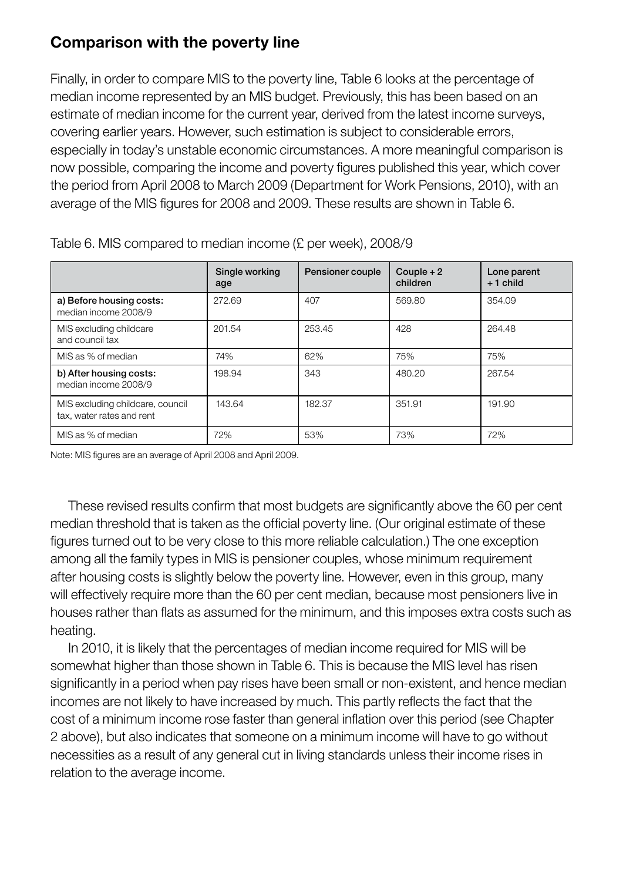## Comparison with the poverty line

Finally, in order to compare MIS to the poverty line, Table 6 looks at the percentage of median income represented by an MIS budget. Previously, this has been based on an estimate of median income for the current year, derived from the latest income surveys, covering earlier years. However, such estimation is subject to considerable errors, especially in today's unstable economic circumstances. A more meaningful comparison is now possible, comparing the income and poverty figures published this year, which cover the period from April 2008 to March 2009 (Department for Work Pensions, 2010), with an average of the MIS figures for 2008 and 2009. These results are shown in Table 6.

Table 6. MIS compared to median income (£ per week), 2008/9

| | Single working age | Pensioner couple | Couple + 2 children | Lone parent + 1 child |
|---|---|---|---|---|
| **a) Before housing costs:** median income 2008/9 | 272.69 | 407 | 569.80 | 354.09 |
| MIS excluding childcare and council tax | 201.54 | 253.45 | 428 | 264.48 |
| MIS as % of median | 74% | 62% | 75% | 75% |
| **b) After housing costs:** median income 2008/9 | 198.94 | 343 | 480.20 | 267.54 |
| MIS excluding childcare, council tax, water rates and rent | 143.64 | 182.37 | 351.91 | 191.90 |
| MIS as % of median | 72% | 53% | 73% | 72% |

Note: MIS figures are an average of April 2008 and April 2009.

These revised results confirm that most budgets are significantly above the 60 per cent median threshold that is taken as the official poverty line. (Our original estimate of these figures turned out to be very close to this more reliable calculation.) The one exception among all the family types in MIS is pensioner couples, whose minimum requirement after housing costs is slightly below the poverty line. However, even in this group, many will effectively require more than the 60 per cent median, because most pensioners live in houses rather than flats as assumed for the minimum, and this imposes extra costs such as heating.

In 2010, it is likely that the percentages of median income required for MIS will be somewhat higher than those shown in Table 6. This is because the MIS level has risen significantly in a period when pay rises have been small or non-existent, and hence median incomes are not likely to have increased by much. This partly reflects the fact that the cost of a minimum income rose faster than general inflation over this period (see Chapter 2 above), but also indicates that someone on a minimum income will have to go without necessities as a result of any general cut in living standards unless their income rises in relation to the average income.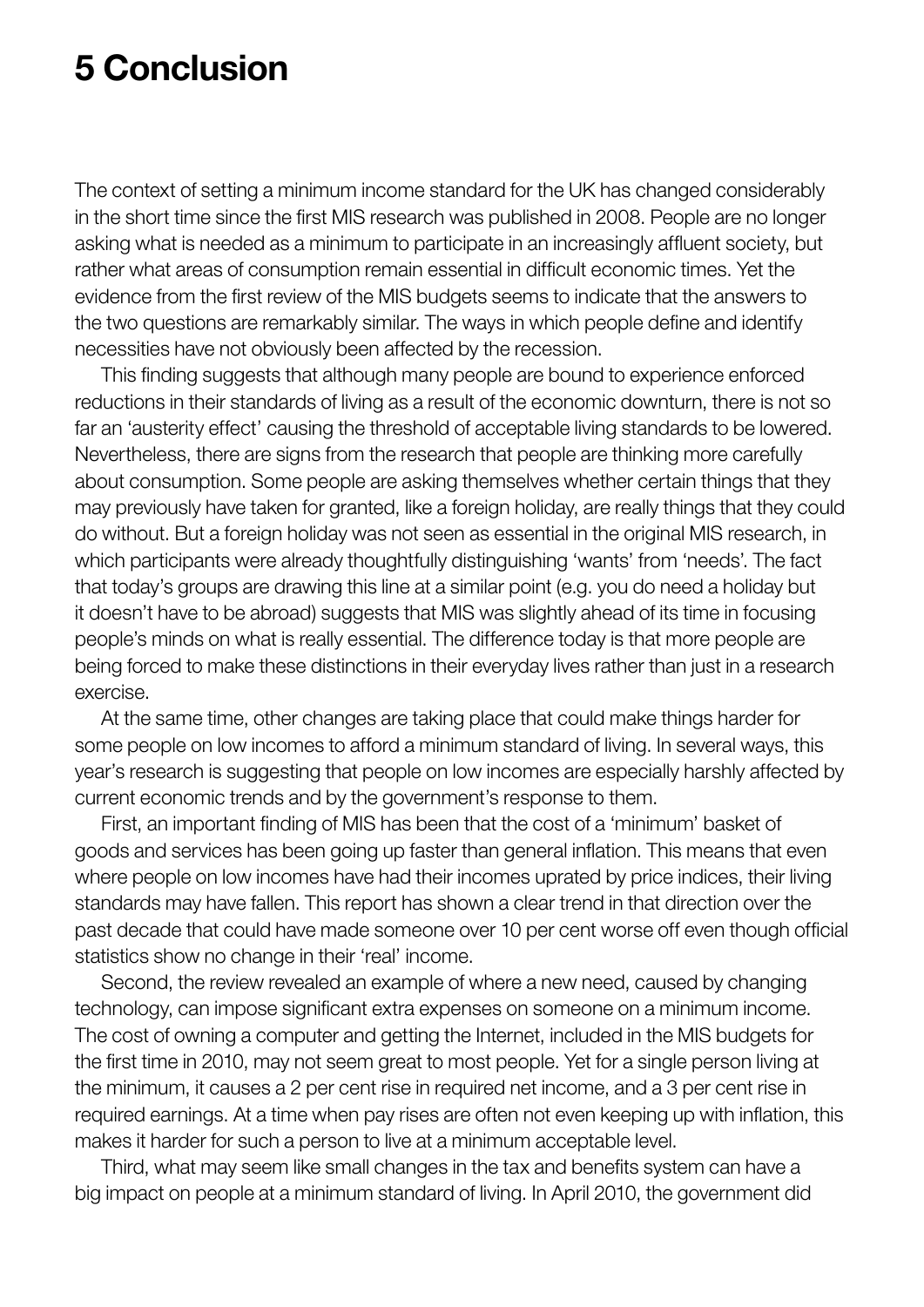# 5 Conclusion

The context of setting a minimum income standard for the UK has changed considerably in the short time since the first MIS research was published in 2008. People are no longer asking what is needed as a minimum to participate in an increasingly affluent society, but rather what areas of consumption remain essential in difficult economic times. Yet the evidence from the first review of the MIS budgets seems to indicate that the answers to the two questions are remarkably similar. The ways in which people define and identify necessities have not obviously been affected by the recession.

This finding suggests that although many people are bound to experience enforced reductions in their standards of living as a result of the economic downturn, there is not so far an 'austerity effect' causing the threshold of acceptable living standards to be lowered. Nevertheless, there are signs from the research that people are thinking more carefully about consumption. Some people are asking themselves whether certain things that they may previously have taken for granted, like a foreign holiday, are really things that they could do without. But a foreign holiday was not seen as essential in the original MIS research, in which participants were already thoughtfully distinguishing 'wants' from 'needs'. The fact that today's groups are drawing this line at a similar point (e.g. you do need a holiday but it doesn't have to be abroad) suggests that MIS was slightly ahead of its time in focusing people's minds on what is really essential. The difference today is that more people are being forced to make these distinctions in their everyday lives rather than just in a research exercise.

At the same time, other changes are taking place that could make things harder for some people on low incomes to afford a minimum standard of living. In several ways, this year's research is suggesting that people on low incomes are especially harshly affected by current economic trends and by the government's response to them.

First, an important finding of MIS has been that the cost of a 'minimum' basket of goods and services has been going up faster than general inflation. This means that even where people on low incomes have had their incomes uprated by price indices, their living standards may have fallen. This report has shown a clear trend in that direction over the past decade that could have made someone over 10 per cent worse off even though official statistics show no change in their 'real' income.

Second, the review revealed an example of where a new need, caused by changing technology, can impose significant extra expenses on someone on a minimum income. The cost of owning a computer and getting the Internet, included in the MIS budgets for the first time in 2010, may not seem great to most people. Yet for a single person living at the minimum, it causes a 2 per cent rise in required net income, and a 3 per cent rise in required earnings. At a time when pay rises are often not even keeping up with inflation, this makes it harder for such a person to live at a minimum acceptable level.

Third, what may seem like small changes in the tax and benefits system can have a big impact on people at a minimum standard of living. In April 2010, the government did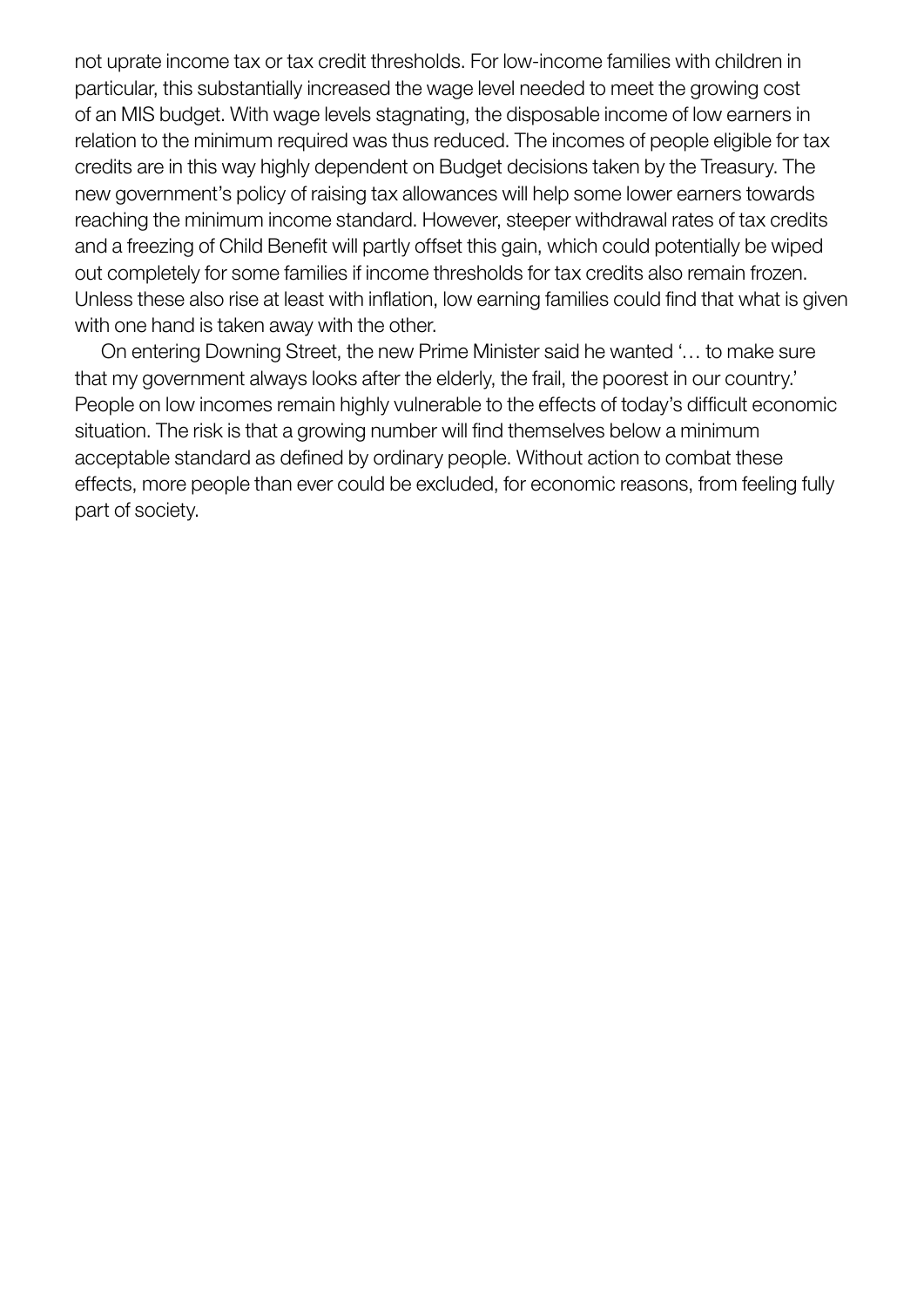not uprate income tax or tax credit thresholds. For low-income families with children in particular, this substantially increased the wage level needed to meet the growing cost of an MIS budget. With wage levels stagnating, the disposable income of low earners in relation to the minimum required was thus reduced. The incomes of people eligible for tax credits are in this way highly dependent on Budget decisions taken by the Treasury. The new government's policy of raising tax allowances will help some lower earners towards reaching the minimum income standard. However, steeper withdrawal rates of tax credits and a freezing of Child Benefit will partly offset this gain, which could potentially be wiped out completely for some families if income thresholds for tax credits also remain frozen. Unless these also rise at least with inflation, low earning families could find that what is given with one hand is taken away with the other.

On entering Downing Street, the new Prime Minister said he wanted '… to make sure that my government always looks after the elderly, the frail, the poorest in our country.' People on low incomes remain highly vulnerable to the effects of today's difficult economic situation. The risk is that a growing number will find themselves below a minimum acceptable standard as defined by ordinary people. Without action to combat these effects, more people than ever could be excluded, for economic reasons, from feeling fully part of society.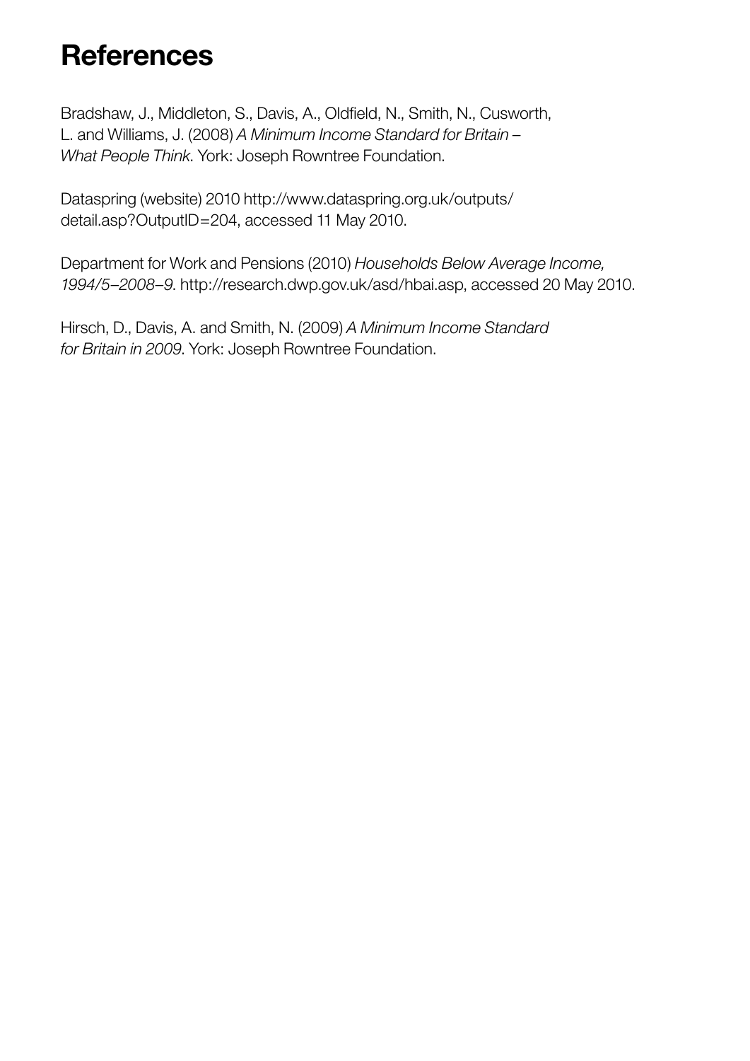# References

Bradshaw, J., Middleton, S., Davis, A., Oldfield, N., Smith, N., Cusworth, L. and Williams, J. (2008) *A Minimum Income Standard for Britain – What People Think*. York: Joseph Rowntree Foundation.

Dataspring (website) 2010 http://www.dataspring.org.uk/outputs/detail.asp?OutputID=204, accessed 11 May 2010.

Department for Work and Pensions (2010) *Households Below Average Income, 1994/5–2008–9*. http://research.dwp.gov.uk/asd/hbai.asp, accessed 20 May 2010.

Hirsch, D., Davis, A. and Smith, N. (2009) *A Minimum Income Standard for Britain in 2009*. York: Joseph Rowntree Foundation.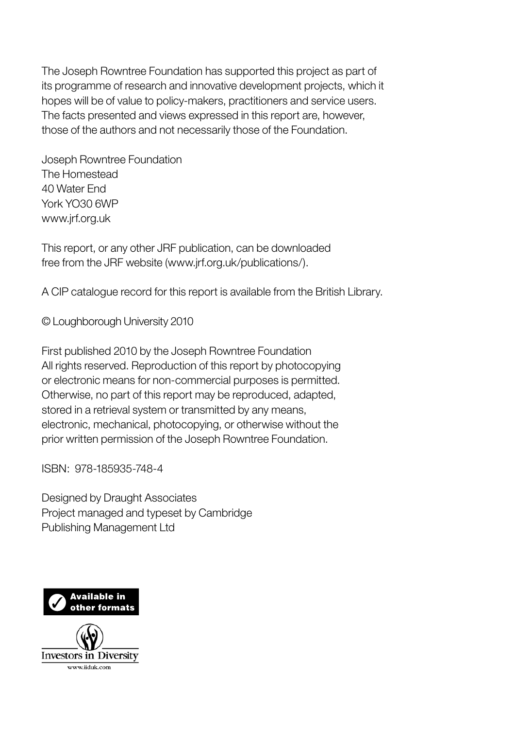The Joseph Rowntree Foundation has supported this project as part of its programme of research and innovative development projects, which it hopes will be of value to policy-makers, practitioners and service users. The facts presented and views expressed in this report are, however, those of the authors and not necessarily those of the Foundation.

Joseph Rowntree Foundation
The Homestead
40 Water End
York YO30 6WP
www.jrf.org.uk

This report, or any other JRF publication, can be downloaded free from the JRF website (www.jrf.org.uk/publications/).

A CIP catalogue record for this report is available from the British Library.

© Loughborough University 2010

First published 2010 by the Joseph Rowntree Foundation
All rights reserved. Reproduction of this report by photocopying or electronic means for non-commercial purposes is permitted. Otherwise, no part of this report may be reproduced, adapted, stored in a retrieval system or transmitted by any means, electronic, mechanical, photocopying, or otherwise without the prior written permission of the Joseph Rowntree Foundation.

ISBN: 978-185935-748-4

Designed by Draught Associates
Project managed and typeset by Cambridge Publishing Management Ltd

Available in other formats

Investors in Diversity
www.iiduk.com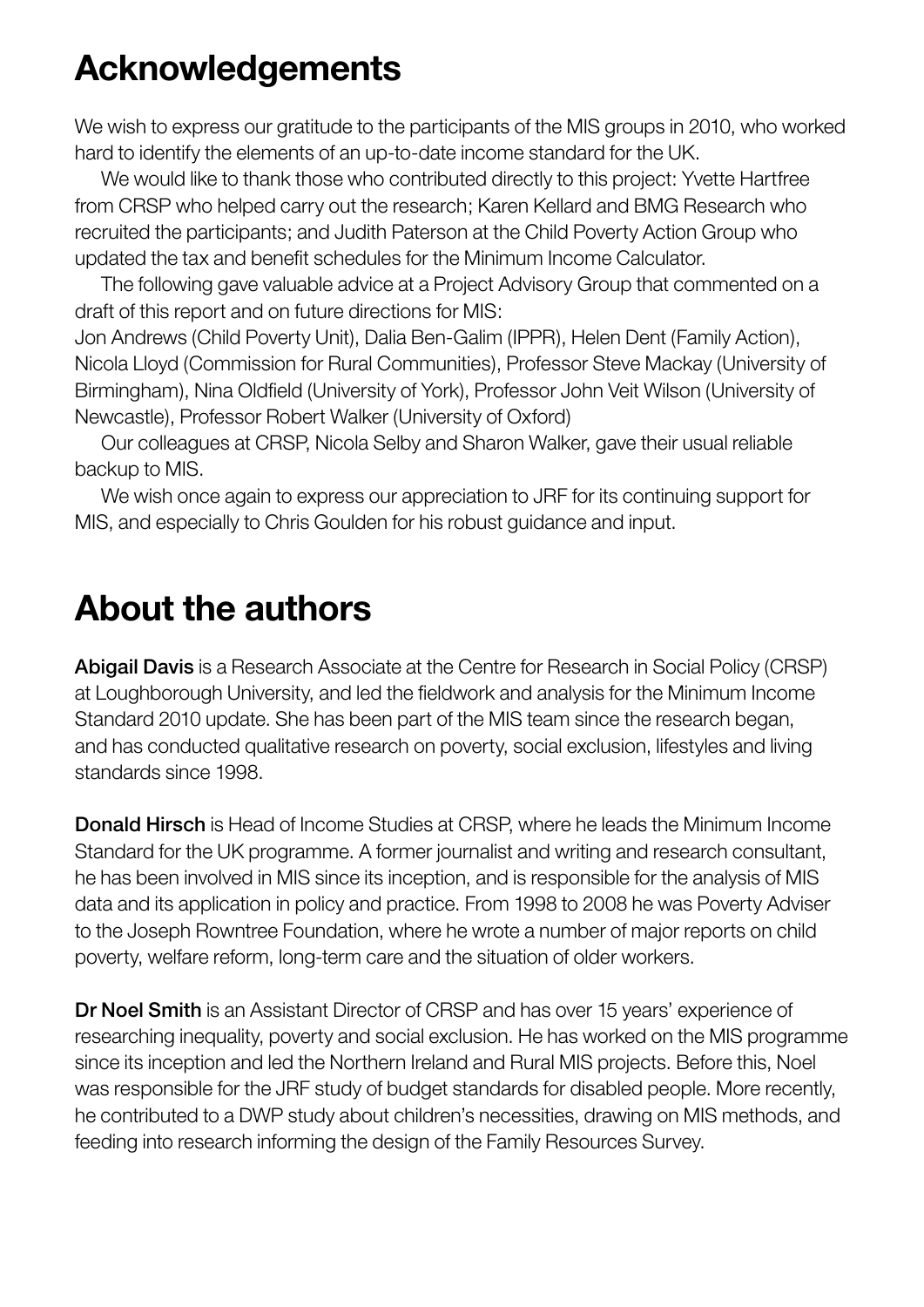# Acknowledgements

We wish to express our gratitude to the participants of the MIS groups in 2010, who worked hard to identify the elements of an up-to-date income standard for the UK.

We would like to thank those who contributed directly to this project: Yvette Hartfree from CRSP who helped carry out the research; Karen Kellard and BMG Research who recruited the participants; and Judith Paterson at the Child Poverty Action Group who updated the tax and benefit schedules for the Minimum Income Calculator.

The following gave valuable advice at a Project Advisory Group that commented on a draft of this report and on future directions for MIS:
Jon Andrews (Child Poverty Unit), Dalia Ben-Galim (IPPR), Helen Dent (Family Action), Nicola Lloyd (Commission for Rural Communities), Professor Steve Mackay (University of Birmingham), Nina Oldfield (University of York), Professor John Veit Wilson (University of Newcastle), Professor Robert Walker (University of Oxford)

Our colleagues at CRSP, Nicola Selby and Sharon Walker, gave their usual reliable backup to MIS.

We wish once again to express our appreciation to JRF for its continuing support for MIS, and especially to Chris Goulden for his robust guidance and input.

# About the authors

**Abigail Davis** is a Research Associate at the Centre for Research in Social Policy (CRSP) at Loughborough University, and led the fieldwork and analysis for the Minimum Income Standard 2010 update. She has been part of the MIS team since the research began, and has conducted qualitative research on poverty, social exclusion, lifestyles and living standards since 1998.

**Donald Hirsch** is Head of Income Studies at CRSP, where he leads the Minimum Income Standard for the UK programme. A former journalist and writing and research consultant, he has been involved in MIS since its inception, and is responsible for the analysis of MIS data and its application in policy and practice. From 1998 to 2008 he was Poverty Adviser to the Joseph Rowntree Foundation, where he wrote a number of major reports on child poverty, welfare reform, long-term care and the situation of older workers.

**Dr Noel Smith** is an Assistant Director of CRSP and has over 15 years' experience of researching inequality, poverty and social exclusion. He has worked on the MIS programme since its inception and led the Northern Ireland and Rural MIS projects. Before this, Noel was responsible for the JRF study of budget standards for disabled people. More recently, he contributed to a DWP study about children's necessities, drawing on MIS methods, and feeding into research informing the design of the Family Resources Survey.